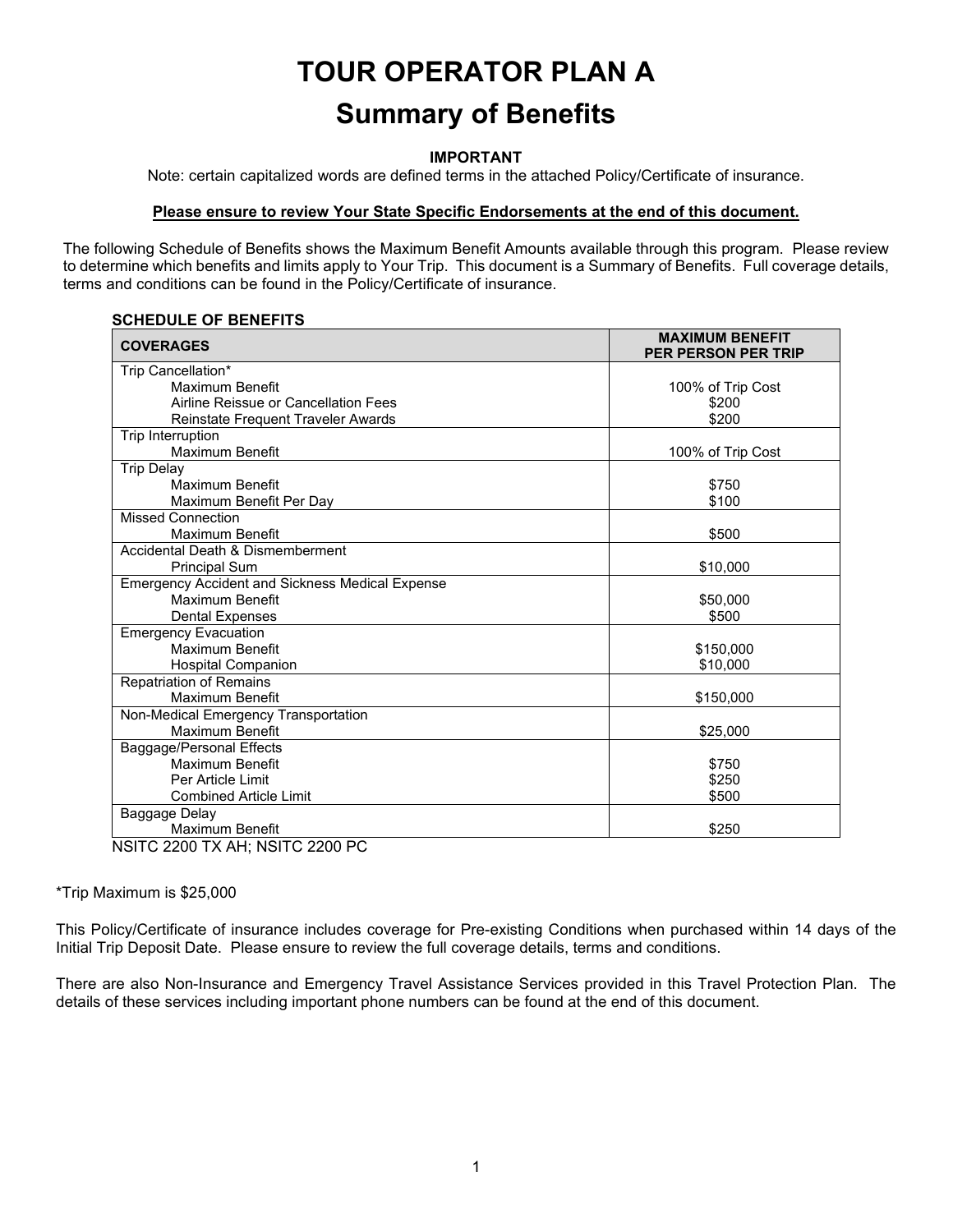# TOUR OPERATOR PLAN A

## Summary of Benefits

**IMPORTANT**

Note: certain capitalized words are defined terms in the attached Policy/Certificate of insurance.

**Please ensure to review Your State Specific Endorsements at the end of this document.**

The following Schedule of Benefits shows the Maximum Benefit Amounts available through this program. Please review to determine which benefits and limits apply to Your Trip. This document is a Summary of Benefits. Full coverage details, terms and conditions can be found in the Policy/Certificate of insurance.

**SCHEDULE OF BENEFITS**

| COVERAGES | MAXIMUM BENEFIT PER PERSON PER TRIP |
|---|---|
| Trip Cancellation* | |
| Maximum Benefit | 100% of Trip Cost |
| Airline Reissue or Cancellation Fees | $200 |
| Reinstate Frequent Traveler Awards | $200 |
| Trip Interruption | |
| Maximum Benefit | 100% of Trip Cost |
| Trip Delay | |
| Maximum Benefit | $750 |
| Maximum Benefit Per Day | $100 |
| Missed Connection | |
| Maximum Benefit | $500 |
| Accidental Death & Dismemberment | |
| Principal Sum | $10,000 |
| Emergency Accident and Sickness Medical Expense | |
| Maximum Benefit | $50,000 |
| Dental Expenses | $500 |
| Emergency Evacuation | |
| Maximum Benefit | $150,000 |
| Hospital Companion | $10,000 |
| Repatriation of Remains | |
| Maximum Benefit | $150,000 |
| Non-Medical Emergency Transportation | |
| Maximum Benefit | $25,000 |
| Baggage/Personal Effects | |
| Maximum Benefit | $750 |
| Per Article Limit | $250 |
| Combined Article Limit | $500 |
| Baggage Delay | |
| Maximum Benefit | $250 |

NSITC 2200 TX AH; NSITC 2200 PC

*Trip Maximum is $25,000

This Policy/Certificate of insurance includes coverage for Pre-existing Conditions when purchased within 14 days of the Initial Trip Deposit Date. Please ensure to review the full coverage details, terms and conditions.

There are also Non-Insurance and Emergency Travel Assistance Services provided in this Travel Protection Plan. The details of these services including important phone numbers can be found at the end of this document.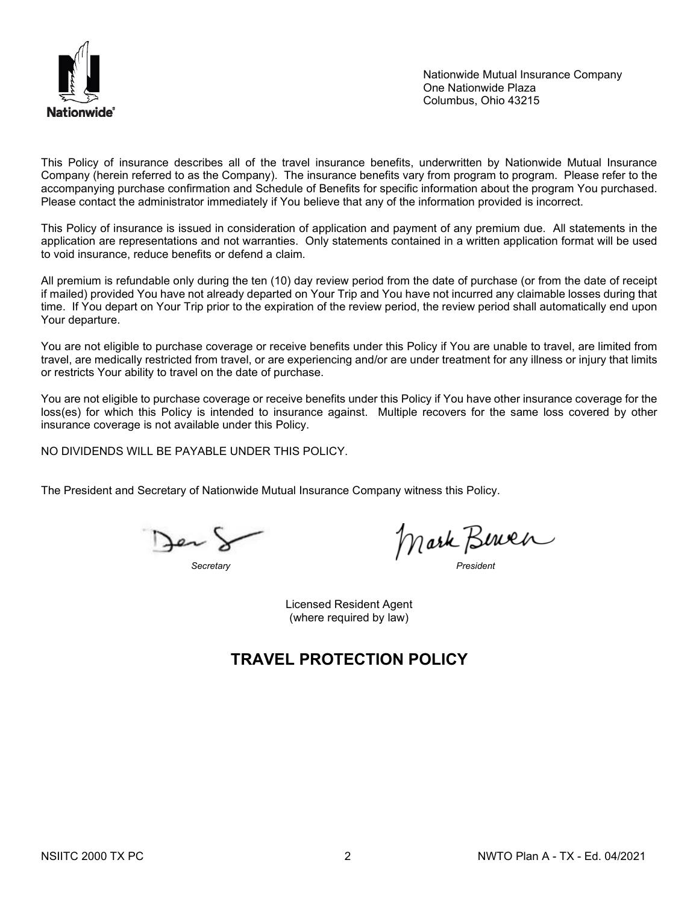Nationwide Mutual Insurance Company
One Nationwide Plaza
Columbus, Ohio 43215

This Policy of insurance describes all of the travel insurance benefits, underwritten by Nationwide Mutual Insurance Company (herein referred to as the Company). The insurance benefits vary from program to program. Please refer to the accompanying purchase confirmation and Schedule of Benefits for specific information about the program You purchased. Please contact the administrator immediately if You believe that any of the information provided is incorrect.

This Policy of insurance is issued in consideration of application and payment of any premium due. All statements in the application are representations and not warranties. Only statements contained in a written application format will be used to void insurance, reduce benefits or defend a claim.

All premium is refundable only during the ten (10) day review period from the date of purchase (or from the date of receipt if mailed) provided You have not already departed on Your Trip and You have not incurred any claimable losses during that time. If You depart on Your Trip prior to the expiration of the review period, the review period shall automatically end upon Your departure.

You are not eligible to purchase coverage or receive benefits under this Policy if You are unable to travel, are limited from travel, are medically restricted from travel, or are experiencing and/or are under treatment for any illness or injury that limits or restricts Your ability to travel on the date of purchase.

You are not eligible to purchase coverage or receive benefits under this Policy if You have other insurance coverage for the loss(es) for which this Policy is intended to insurance against. Multiple recovers for the same loss covered by other insurance coverage is not available under this Policy.

NO DIVIDENDS WILL BE PAYABLE UNDER THIS POLICY.

The President and Secretary of Nationwide Mutual Insurance Company witness this Policy.

*Secretary*

*President*

Licensed Resident Agent
(where required by law)

# TRAVEL PROTECTION POLICY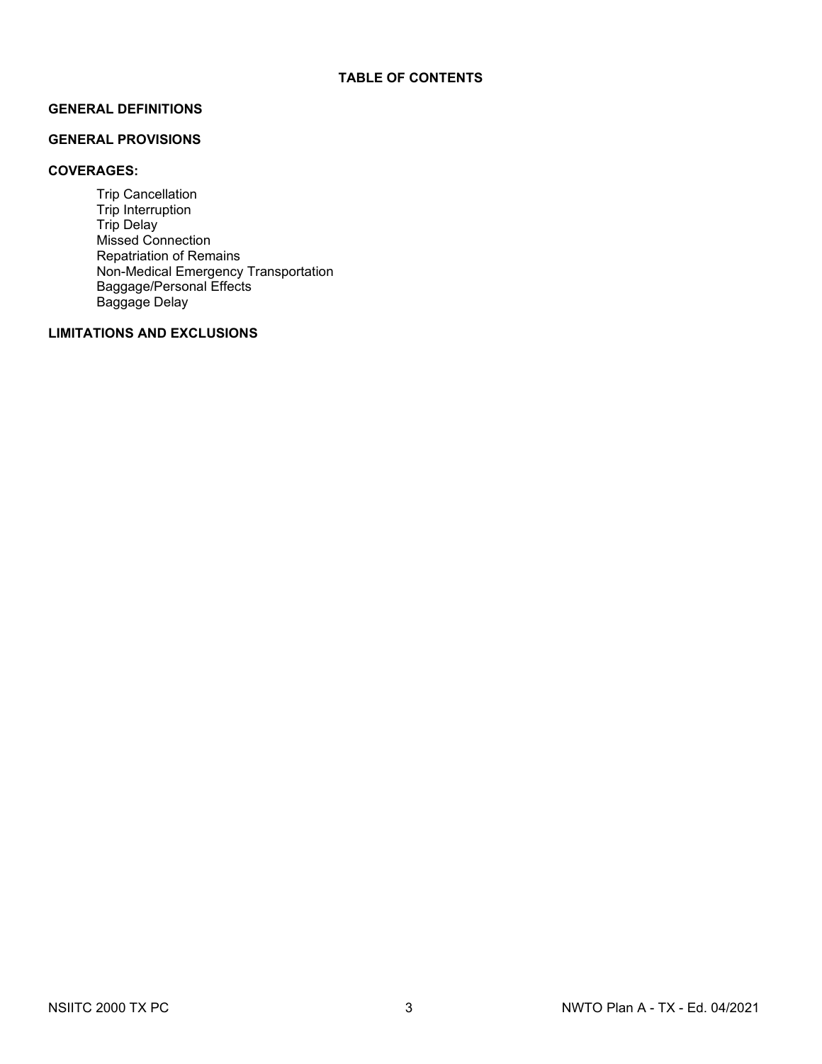# TABLE OF CONTENTS

**GENERAL DEFINITIONS**

**GENERAL PROVISIONS**

**COVERAGES:**

- Trip Cancellation
- Trip Interruption
- Trip Delay
- Missed Connection
- Repatriation of Remains
- Non-Medical Emergency Transportation
- Baggage/Personal Effects
- Baggage Delay

**LIMITATIONS AND EXCLUSIONS**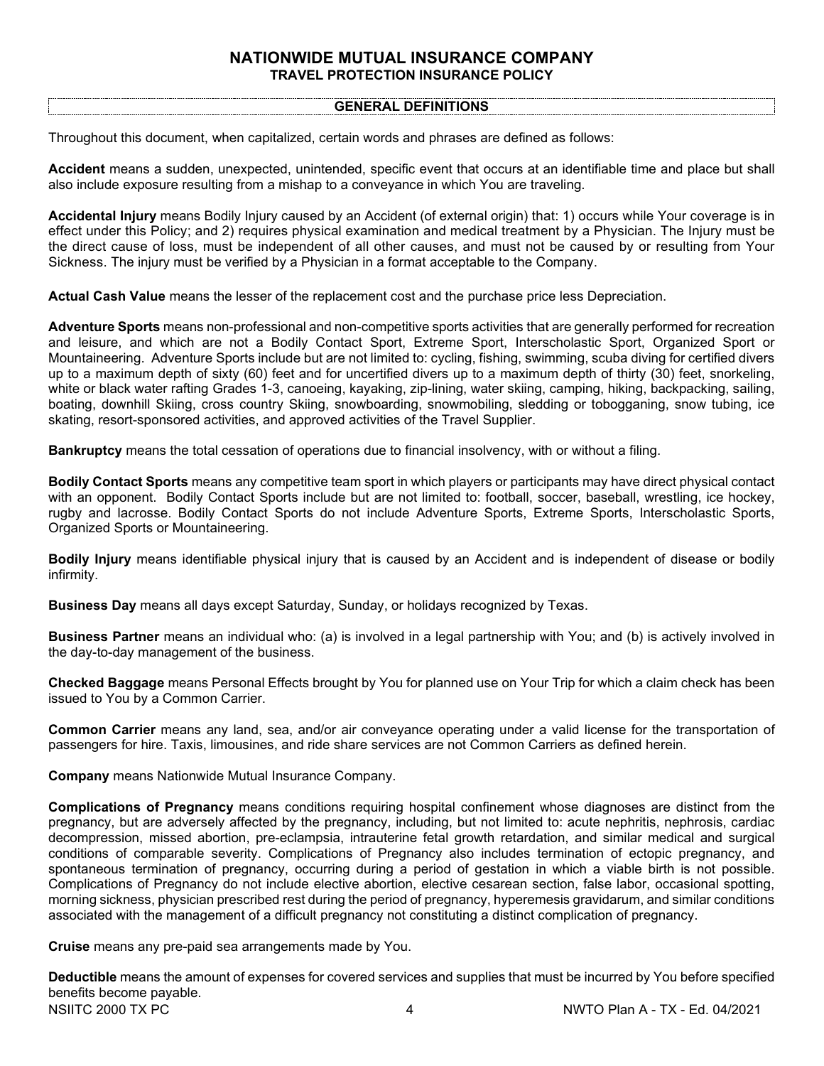# NATIONWIDE MUTUAL INSURANCE COMPANY
## TRAVEL PROTECTION INSURANCE POLICY

### GENERAL DEFINITIONS

Throughout this document, when capitalized, certain words and phrases are defined as follows:

**Accident** means a sudden, unexpected, unintended, specific event that occurs at an identifiable time and place but shall also include exposure resulting from a mishap to a conveyance in which You are traveling.

**Accidental Injury** means Bodily Injury caused by an Accident (of external origin) that: 1) occurs while Your coverage is in effect under this Policy; and 2) requires physical examination and medical treatment by a Physician. The Injury must be the direct cause of loss, must be independent of all other causes, and must not be caused by or resulting from Your Sickness. The injury must be verified by a Physician in a format acceptable to the Company.

**Actual Cash Value** means the lesser of the replacement cost and the purchase price less Depreciation.

**Adventure Sports** means non-professional and non-competitive sports activities that are generally performed for recreation and leisure, and which are not a Bodily Contact Sport, Extreme Sport, Interscholastic Sport, Organized Sport or Mountaineering. Adventure Sports include but are not limited to: cycling, fishing, swimming, scuba diving for certified divers up to a maximum depth of sixty (60) feet and for uncertified divers up to a maximum depth of thirty (30) feet, snorkeling, white or black water rafting Grades 1-3, canoeing, kayaking, zip-lining, water skiing, camping, hiking, backpacking, sailing, boating, downhill Skiing, cross country Skiing, snowboarding, snowmobiling, sledding or tobogganing, snow tubing, ice skating, resort-sponsored activities, and approved activities of the Travel Supplier.

**Bankruptcy** means the total cessation of operations due to financial insolvency, with or without a filing.

**Bodily Contact Sports** means any competitive team sport in which players or participants may have direct physical contact with an opponent. Bodily Contact Sports include but are not limited to: football, soccer, baseball, wrestling, ice hockey, rugby and lacrosse. Bodily Contact Sports do not include Adventure Sports, Extreme Sports, Interscholastic Sports, Organized Sports or Mountaineering.

**Bodily Injury** means identifiable physical injury that is caused by an Accident and is independent of disease or bodily infirmity.

**Business Day** means all days except Saturday, Sunday, or holidays recognized by Texas.

**Business Partner** means an individual who: (a) is involved in a legal partnership with You; and (b) is actively involved in the day-to-day management of the business.

**Checked Baggage** means Personal Effects brought by You for planned use on Your Trip for which a claim check has been issued to You by a Common Carrier.

**Common Carrier** means any land, sea, and/or air conveyance operating under a valid license for the transportation of passengers for hire. Taxis, limousines, and ride share services are not Common Carriers as defined herein.

**Company** means Nationwide Mutual Insurance Company.

**Complications of Pregnancy** means conditions requiring hospital confinement whose diagnoses are distinct from the pregnancy, but are adversely affected by the pregnancy, including, but not limited to: acute nephritis, nephrosis, cardiac decompression, missed abortion, pre-eclampsia, intrauterine fetal growth retardation, and similar medical and surgical conditions of comparable severity. Complications of Pregnancy also includes termination of ectopic pregnancy, and spontaneous termination of pregnancy, occurring during a period of gestation in which a viable birth is not possible. Complications of Pregnancy do not include elective abortion, elective cesarean section, false labor, occasional spotting, morning sickness, physician prescribed rest during the period of pregnancy, hyperemesis gravidarum, and similar conditions associated with the management of a difficult pregnancy not constituting a distinct complication of pregnancy.

**Cruise** means any pre-paid sea arrangements made by You.

**Deductible** means the amount of expenses for covered services and supplies that must be incurred by You before specified benefits become payable.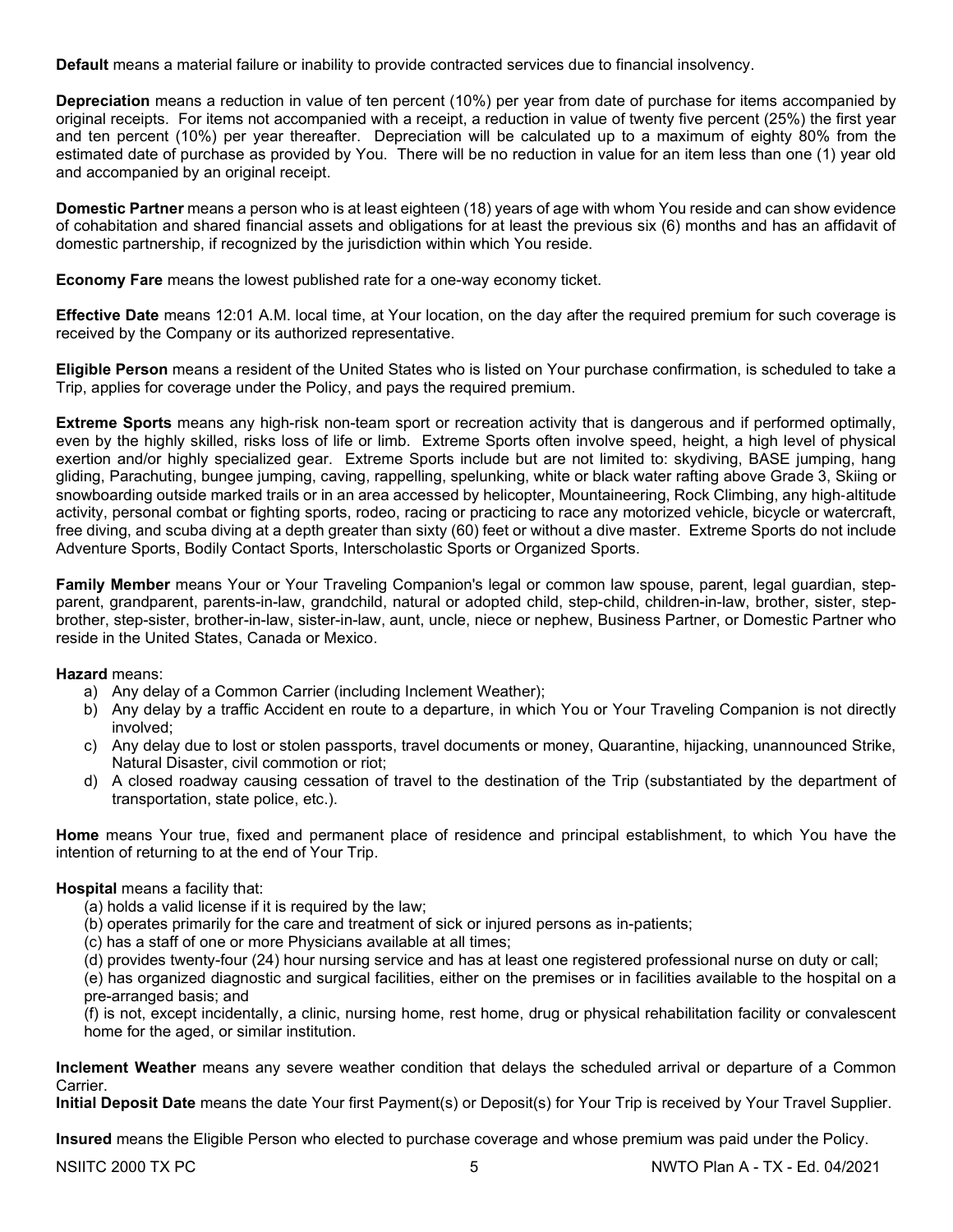**Default** means a material failure or inability to provide contracted services due to financial insolvency.

**Depreciation** means a reduction in value of ten percent (10%) per year from date of purchase for items accompanied by original receipts. For items not accompanied with a receipt, a reduction in value of twenty five percent (25%) the first year and ten percent (10%) per year thereafter. Depreciation will be calculated up to a maximum of eighty 80% from the estimated date of purchase as provided by You. There will be no reduction in value for an item less than one (1) year old and accompanied by an original receipt.

**Domestic Partner** means a person who is at least eighteen (18) years of age with whom You reside and can show evidence of cohabitation and shared financial assets and obligations for at least the previous six (6) months and has an affidavit of domestic partnership, if recognized by the jurisdiction within which You reside.

**Economy Fare** means the lowest published rate for a one-way economy ticket.

**Effective Date** means 12:01 A.M. local time, at Your location, on the day after the required premium for such coverage is received by the Company or its authorized representative.

**Eligible Person** means a resident of the United States who is listed on Your purchase confirmation, is scheduled to take a Trip, applies for coverage under the Policy, and pays the required premium.

**Extreme Sports** means any high-risk non-team sport or recreation activity that is dangerous and if performed optimally, even by the highly skilled, risks loss of life or limb. Extreme Sports often involve speed, height, a high level of physical exertion and/or highly specialized gear. Extreme Sports include but are not limited to: skydiving, BASE jumping, hang gliding, Parachuting, bungee jumping, caving, rappelling, spelunking, white or black water rafting above Grade 3, Skiing or snowboarding outside marked trails or in an area accessed by helicopter, Mountaineering, Rock Climbing, any high-altitude activity, personal combat or fighting sports, rodeo, racing or practicing to race any motorized vehicle, bicycle or watercraft, free diving, and scuba diving at a depth greater than sixty (60) feet or without a dive master. Extreme Sports do not include Adventure Sports, Bodily Contact Sports, Interscholastic Sports or Organized Sports.

**Family Member** means Your or Your Traveling Companion's legal or common law spouse, parent, legal guardian, step-parent, grandparent, parents-in-law, grandchild, natural or adopted child, step-child, children-in-law, brother, sister, step-brother, step-sister, brother-in-law, sister-in-law, aunt, uncle, niece or nephew, Business Partner, or Domestic Partner who reside in the United States, Canada or Mexico.

**Hazard** means:

a) Any delay of a Common Carrier (including Inclement Weather);
b) Any delay by a traffic Accident en route to a departure, in which You or Your Traveling Companion is not directly involved;
c) Any delay due to lost or stolen passports, travel documents or money, Quarantine, hijacking, unannounced Strike, Natural Disaster, civil commotion or riot;
d) A closed roadway causing cessation of travel to the destination of the Trip (substantiated by the department of transportation, state police, etc.).

**Home** means Your true, fixed and permanent place of residence and principal establishment, to which You have the intention of returning to at the end of Your Trip.

**Hospital** means a facility that:

(a) holds a valid license if it is required by the law;
(b) operates primarily for the care and treatment of sick or injured persons as in-patients;
(c) has a staff of one or more Physicians available at all times;
(d) provides twenty-four (24) hour nursing service and has at least one registered professional nurse on duty or call;
(e) has organized diagnostic and surgical facilities, either on the premises or in facilities available to the hospital on a pre-arranged basis; and
(f) is not, except incidentally, a clinic, nursing home, rest home, drug or physical rehabilitation facility or convalescent home for the aged, or similar institution.

**Inclement Weather** means any severe weather condition that delays the scheduled arrival or departure of a Common Carrier.

**Initial Deposit Date** means the date Your first Payment(s) or Deposit(s) for Your Trip is received by Your Travel Supplier.

**Insured** means the Eligible Person who elected to purchase coverage and whose premium was paid under the Policy.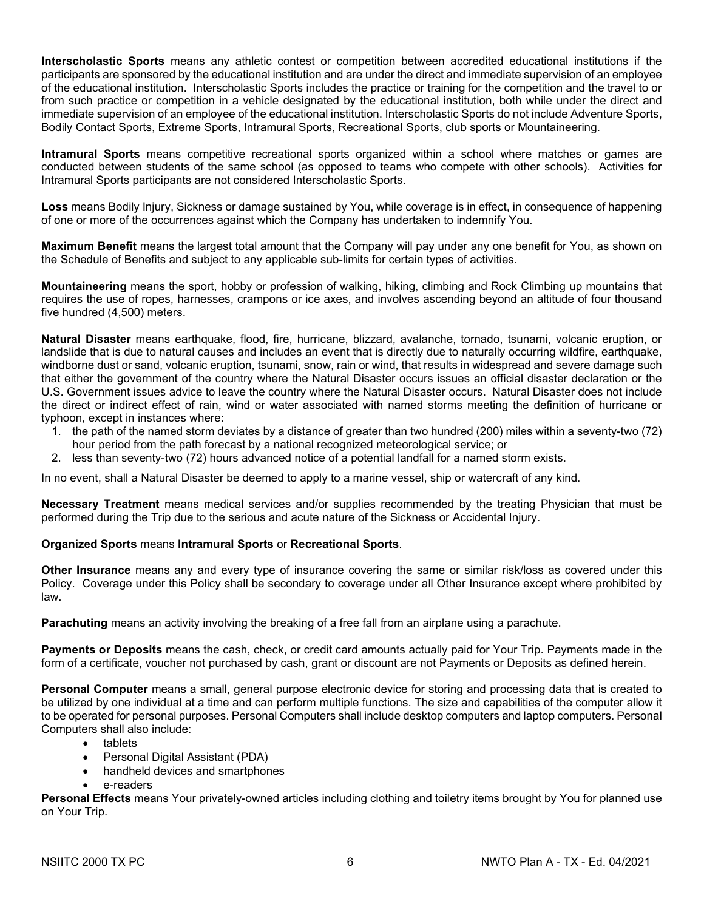**Interscholastic Sports** means any athletic contest or competition between accredited educational institutions if the participants are sponsored by the educational institution and are under the direct and immediate supervision of an employee of the educational institution. Interscholastic Sports includes the practice or training for the competition and the travel to or from such practice or competition in a vehicle designated by the educational institution, both while under the direct and immediate supervision of an employee of the educational institution. Interscholastic Sports do not include Adventure Sports, Bodily Contact Sports, Extreme Sports, Intramural Sports, Recreational Sports, club sports or Mountaineering.

**Intramural Sports** means competitive recreational sports organized within a school where matches or games are conducted between students of the same school (as opposed to teams who compete with other schools). Activities for Intramural Sports participants are not considered Interscholastic Sports.

**Loss** means Bodily Injury, Sickness or damage sustained by You, while coverage is in effect, in consequence of happening of one or more of the occurrences against which the Company has undertaken to indemnify You.

**Maximum Benefit** means the largest total amount that the Company will pay under any one benefit for You, as shown on the Schedule of Benefits and subject to any applicable sub-limits for certain types of activities.

**Mountaineering** means the sport, hobby or profession of walking, hiking, climbing and Rock Climbing up mountains that requires the use of ropes, harnesses, crampons or ice axes, and involves ascending beyond an altitude of four thousand five hundred (4,500) meters.

**Natural Disaster** means earthquake, flood, fire, hurricane, blizzard, avalanche, tornado, tsunami, volcanic eruption, or landslide that is due to natural causes and includes an event that is directly due to naturally occurring wildfire, earthquake, windborne dust or sand, volcanic eruption, tsunami, snow, rain or wind, that results in widespread and severe damage such that either the government of the country where the Natural Disaster occurs issues an official disaster declaration or the U.S. Government issues advice to leave the country where the Natural Disaster occurs. Natural Disaster does not include the direct or indirect effect of rain, wind or water associated with named storms meeting the definition of hurricane or typhoon, except in instances where:

1. the path of the named storm deviates by a distance of greater than two hundred (200) miles within a seventy-two (72) hour period from the path forecast by a national recognized meteorological service; or
2. less than seventy-two (72) hours advanced notice of a potential landfall for a named storm exists.

In no event, shall a Natural Disaster be deemed to apply to a marine vessel, ship or watercraft of any kind.

**Necessary Treatment** means medical services and/or supplies recommended by the treating Physician that must be performed during the Trip due to the serious and acute nature of the Sickness or Accidental Injury.

**Organized Sports** means **Intramural Sports** or **Recreational Sports**.

**Other Insurance** means any and every type of insurance covering the same or similar risk/loss as covered under this Policy. Coverage under this Policy shall be secondary to coverage under all Other Insurance except where prohibited by law.

**Parachuting** means an activity involving the breaking of a free fall from an airplane using a parachute.

**Payments or Deposits** means the cash, check, or credit card amounts actually paid for Your Trip. Payments made in the form of a certificate, voucher not purchased by cash, grant or discount are not Payments or Deposits as defined herein.

**Personal Computer** means a small, general purpose electronic device for storing and processing data that is created to be utilized by one individual at a time and can perform multiple functions. The size and capabilities of the computer allow it to be operated for personal purposes. Personal Computers shall include desktop computers and laptop computers. Personal Computers shall also include:

- tablets
- Personal Digital Assistant (PDA)
- handheld devices and smartphones
- e-readers

**Personal Effects** means Your privately-owned articles including clothing and toiletry items brought by You for planned use on Your Trip.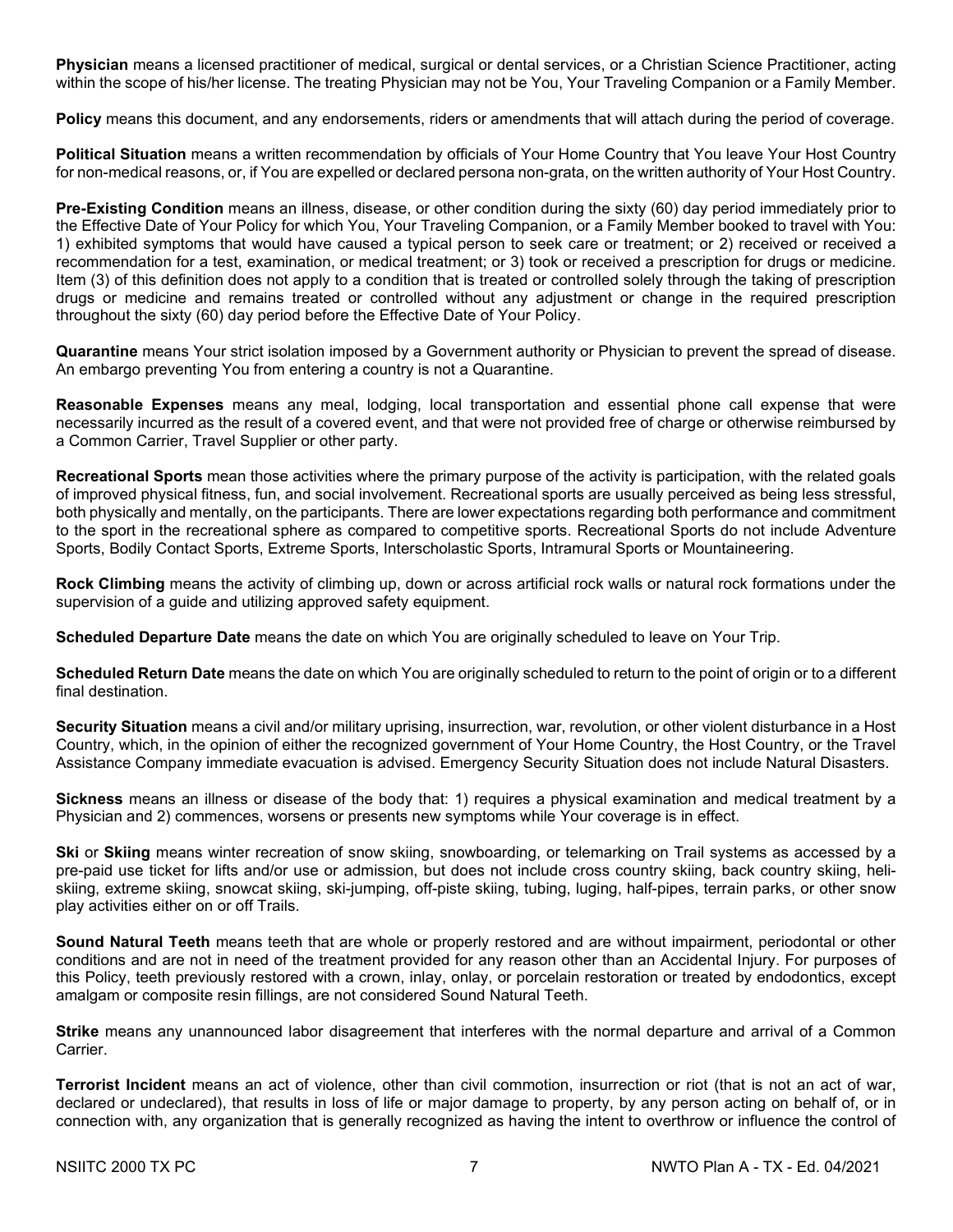**Physician** means a licensed practitioner of medical, surgical or dental services, or a Christian Science Practitioner, acting within the scope of his/her license. The treating Physician may not be You, Your Traveling Companion or a Family Member.

**Policy** means this document, and any endorsements, riders or amendments that will attach during the period of coverage.

**Political Situation** means a written recommendation by officials of Your Home Country that You leave Your Host Country for non-medical reasons, or, if You are expelled or declared persona non-grata, on the written authority of Your Host Country.

**Pre-Existing Condition** means an illness, disease, or other condition during the sixty (60) day period immediately prior to the Effective Date of Your Policy for which You, Your Traveling Companion, or a Family Member booked to travel with You: 1) exhibited symptoms that would have caused a typical person to seek care or treatment; or 2) received or received a recommendation for a test, examination, or medical treatment; or 3) took or received a prescription for drugs or medicine. Item (3) of this definition does not apply to a condition that is treated or controlled solely through the taking of prescription drugs or medicine and remains treated or controlled without any adjustment or change in the required prescription throughout the sixty (60) day period before the Effective Date of Your Policy.

**Quarantine** means Your strict isolation imposed by a Government authority or Physician to prevent the spread of disease. An embargo preventing You from entering a country is not a Quarantine.

**Reasonable Expenses** means any meal, lodging, local transportation and essential phone call expense that were necessarily incurred as the result of a covered event, and that were not provided free of charge or otherwise reimbursed by a Common Carrier, Travel Supplier or other party.

**Recreational Sports** mean those activities where the primary purpose of the activity is participation, with the related goals of improved physical fitness, fun, and social involvement. Recreational sports are usually perceived as being less stressful, both physically and mentally, on the participants. There are lower expectations regarding both performance and commitment to the sport in the recreational sphere as compared to competitive sports. Recreational Sports do not include Adventure Sports, Bodily Contact Sports, Extreme Sports, Interscholastic Sports, Intramural Sports or Mountaineering.

**Rock Climbing** means the activity of climbing up, down or across artificial rock walls or natural rock formations under the supervision of a guide and utilizing approved safety equipment.

**Scheduled Departure Date** means the date on which You are originally scheduled to leave on Your Trip.

**Scheduled Return Date** means the date on which You are originally scheduled to return to the point of origin or to a different final destination.

**Security Situation** means a civil and/or military uprising, insurrection, war, revolution, or other violent disturbance in a Host Country, which, in the opinion of either the recognized government of Your Home Country, the Host Country, or the Travel Assistance Company immediate evacuation is advised. Emergency Security Situation does not include Natural Disasters.

**Sickness** means an illness or disease of the body that: 1) requires a physical examination and medical treatment by a Physician and 2) commences, worsens or presents new symptoms while Your coverage is in effect.

**Ski** or **Skiing** means winter recreation of snow skiing, snowboarding, or telemarking on Trail systems as accessed by a pre-paid use ticket for lifts and/or use or admission, but does not include cross country skiing, back country skiing, heli-skiing, extreme skiing, snowcat skiing, ski-jumping, off-piste skiing, tubing, luging, half-pipes, terrain parks, or other snow play activities either on or off Trails.

**Sound Natural Teeth** means teeth that are whole or properly restored and are without impairment, periodontal or other conditions and are not in need of the treatment provided for any reason other than an Accidental Injury. For purposes of this Policy, teeth previously restored with a crown, inlay, onlay, or porcelain restoration or treated by endodontics, except amalgam or composite resin fillings, are not considered Sound Natural Teeth.

**Strike** means any unannounced labor disagreement that interferes with the normal departure and arrival of a Common Carrier.

**Terrorist Incident** means an act of violence, other than civil commotion, insurrection or riot (that is not an act of war, declared or undeclared), that results in loss of life or major damage to property, by any person acting on behalf of, or in connection with, any organization that is generally recognized as having the intent to overthrow or influence the control of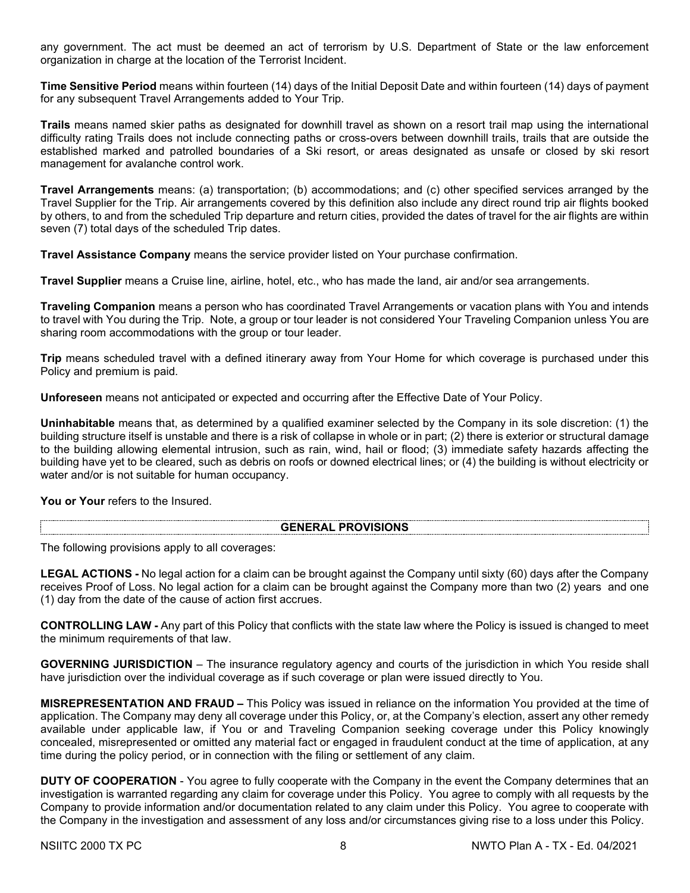any government. The act must be deemed an act of terrorism by U.S. Department of State or the law enforcement organization in charge at the location of the Terrorist Incident.

**Time Sensitive Period** means within fourteen (14) days of the Initial Deposit Date and within fourteen (14) days of payment for any subsequent Travel Arrangements added to Your Trip.

**Trails** means named skier paths as designated for downhill travel as shown on a resort trail map using the international difficulty rating Trails does not include connecting paths or cross-overs between downhill trails, trails that are outside the established marked and patrolled boundaries of a Ski resort, or areas designated as unsafe or closed by ski resort management for avalanche control work.

**Travel Arrangements** means: (a) transportation; (b) accommodations; and (c) other specified services arranged by the Travel Supplier for the Trip. Air arrangements covered by this definition also include any direct round trip air flights booked by others, to and from the scheduled Trip departure and return cities, provided the dates of travel for the air flights are within seven (7) total days of the scheduled Trip dates.

**Travel Assistance Company** means the service provider listed on Your purchase confirmation.

**Travel Supplier** means a Cruise line, airline, hotel, etc., who has made the land, air and/or sea arrangements.

**Traveling Companion** means a person who has coordinated Travel Arrangements or vacation plans with You and intends to travel with You during the Trip. Note, a group or tour leader is not considered Your Traveling Companion unless You are sharing room accommodations with the group or tour leader.

**Trip** means scheduled travel with a defined itinerary away from Your Home for which coverage is purchased under this Policy and premium is paid.

**Unforeseen** means not anticipated or expected and occurring after the Effective Date of Your Policy.

**Uninhabitable** means that, as determined by a qualified examiner selected by the Company in its sole discretion: (1) the building structure itself is unstable and there is a risk of collapse in whole or in part; (2) there is exterior or structural damage to the building allowing elemental intrusion, such as rain, wind, hail or flood; (3) immediate safety hazards affecting the building have yet to be cleared, such as debris on roofs or downed electrical lines; or (4) the building is without electricity or water and/or is not suitable for human occupancy.

**You or Your** refers to the Insured.

## GENERAL PROVISIONS

The following provisions apply to all coverages:

**LEGAL ACTIONS -** No legal action for a claim can be brought against the Company until sixty (60) days after the Company receives Proof of Loss. No legal action for a claim can be brought against the Company more than two (2) years and one (1) day from the date of the cause of action first accrues.

**CONTROLLING LAW -** Any part of this Policy that conflicts with the state law where the Policy is issued is changed to meet the minimum requirements of that law.

**GOVERNING JURISDICTION** – The insurance regulatory agency and courts of the jurisdiction in which You reside shall have jurisdiction over the individual coverage as if such coverage or plan were issued directly to You.

**MISREPRESENTATION AND FRAUD –** This Policy was issued in reliance on the information You provided at the time of application. The Company may deny all coverage under this Policy, or, at the Company's election, assert any other remedy available under applicable law, if You or and Traveling Companion seeking coverage under this Policy knowingly concealed, misrepresented or omitted any material fact or engaged in fraudulent conduct at the time of application, at any time during the policy period, or in connection with the filing or settlement of any claim.

**DUTY OF COOPERATION** - You agree to fully cooperate with the Company in the event the Company determines that an investigation is warranted regarding any claim for coverage under this Policy. You agree to comply with all requests by the Company to provide information and/or documentation related to any claim under this Policy. You agree to cooperate with the Company in the investigation and assessment of any loss and/or circumstances giving rise to a loss under this Policy.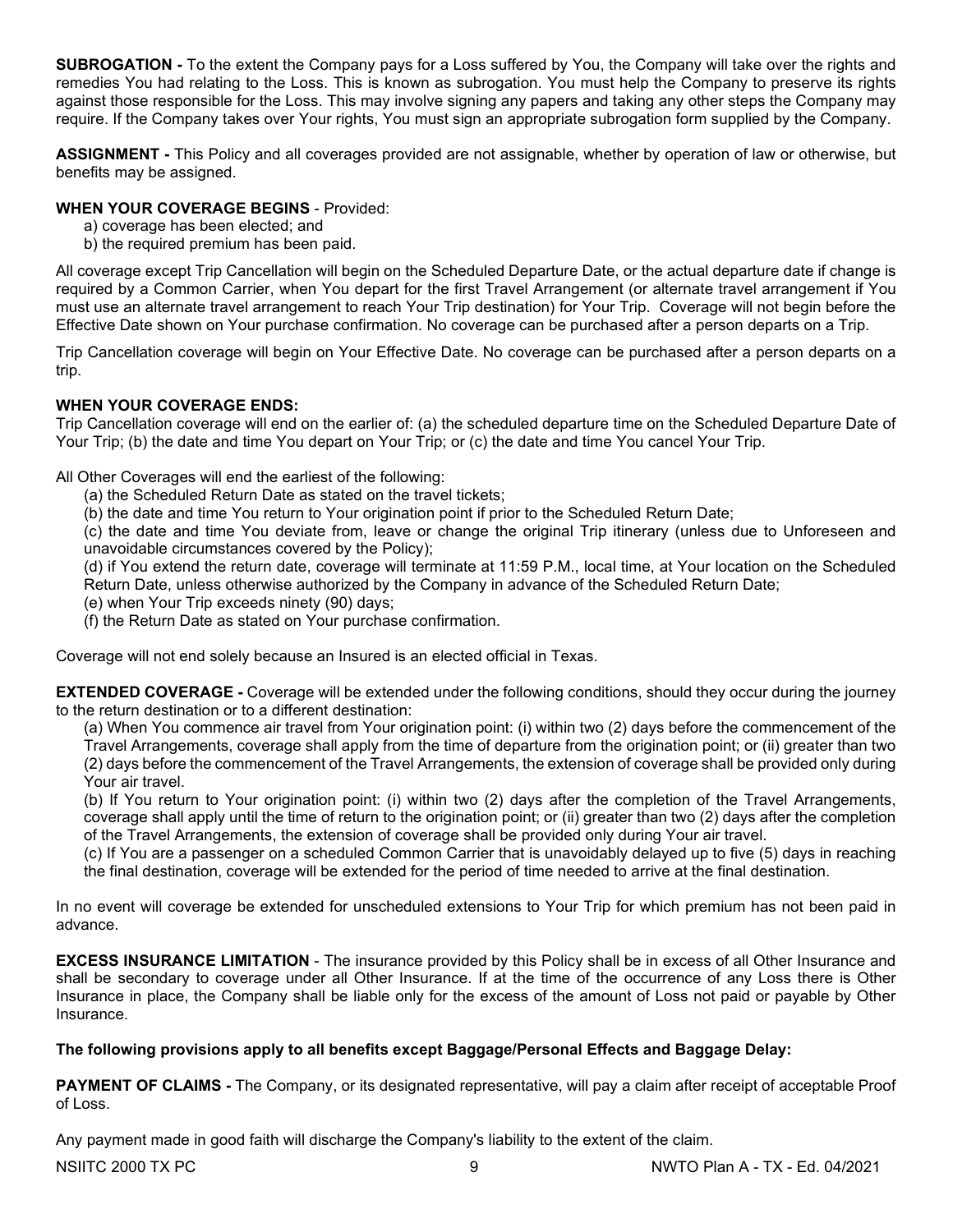**SUBROGATION -** To the extent the Company pays for a Loss suffered by You, the Company will take over the rights and remedies You had relating to the Loss. This is known as subrogation. You must help the Company to preserve its rights against those responsible for the Loss. This may involve signing any papers and taking any other steps the Company may require. If the Company takes over Your rights, You must sign an appropriate subrogation form supplied by the Company.

**ASSIGNMENT -** This Policy and all coverages provided are not assignable, whether by operation of law or otherwise, but benefits may be assigned.

**WHEN YOUR COVERAGE BEGINS** - Provided:

a) coverage has been elected; and
b) the required premium has been paid.

All coverage except Trip Cancellation will begin on the Scheduled Departure Date, or the actual departure date if change is required by a Common Carrier, when You depart for the first Travel Arrangement (or alternate travel arrangement if You must use an alternate travel arrangement to reach Your Trip destination) for Your Trip. Coverage will not begin before the Effective Date shown on Your purchase confirmation. No coverage can be purchased after a person departs on a Trip.

Trip Cancellation coverage will begin on Your Effective Date. No coverage can be purchased after a person departs on a trip.

**WHEN YOUR COVERAGE ENDS:**

Trip Cancellation coverage will end on the earlier of: (a) the scheduled departure time on the Scheduled Departure Date of Your Trip; (b) the date and time You depart on Your Trip; or (c) the date and time You cancel Your Trip.

All Other Coverages will end the earliest of the following:

(a) the Scheduled Return Date as stated on the travel tickets;
(b) the date and time You return to Your origination point if prior to the Scheduled Return Date;
(c) the date and time You deviate from, leave or change the original Trip itinerary (unless due to Unforeseen and unavoidable circumstances covered by the Policy);
(d) if You extend the return date, coverage will terminate at 11:59 P.M., local time, at Your location on the Scheduled Return Date, unless otherwise authorized by the Company in advance of the Scheduled Return Date;
(e) when Your Trip exceeds ninety (90) days;
(f) the Return Date as stated on Your purchase confirmation.

Coverage will not end solely because an Insured is an elected official in Texas.

**EXTENDED COVERAGE -** Coverage will be extended under the following conditions, should they occur during the journey to the return destination or to a different destination:

(a) When You commence air travel from Your origination point: (i) within two (2) days before the commencement of the Travel Arrangements, coverage shall apply from the time of departure from the origination point; or (ii) greater than two (2) days before the commencement of the Travel Arrangements, the extension of coverage shall be provided only during Your air travel.
(b) If You return to Your origination point: (i) within two (2) days after the completion of the Travel Arrangements, coverage shall apply until the time of return to the origination point; or (ii) greater than two (2) days after the completion of the Travel Arrangements, the extension of coverage shall be provided only during Your air travel.
(c) If You are a passenger on a scheduled Common Carrier that is unavoidably delayed up to five (5) days in reaching the final destination, coverage will be extended for the period of time needed to arrive at the final destination.

In no event will coverage be extended for unscheduled extensions to Your Trip for which premium has not been paid in advance.

**EXCESS INSURANCE LIMITATION** - The insurance provided by this Policy shall be in excess of all Other Insurance and shall be secondary to coverage under all Other Insurance. If at the time of the occurrence of any Loss there is Other Insurance in place, the Company shall be liable only for the excess of the amount of Loss not paid or payable by Other Insurance.

**The following provisions apply to all benefits except Baggage/Personal Effects and Baggage Delay:**

**PAYMENT OF CLAIMS -** The Company, or its designated representative, will pay a claim after receipt of acceptable Proof of Loss.

Any payment made in good faith will discharge the Company's liability to the extent of the claim.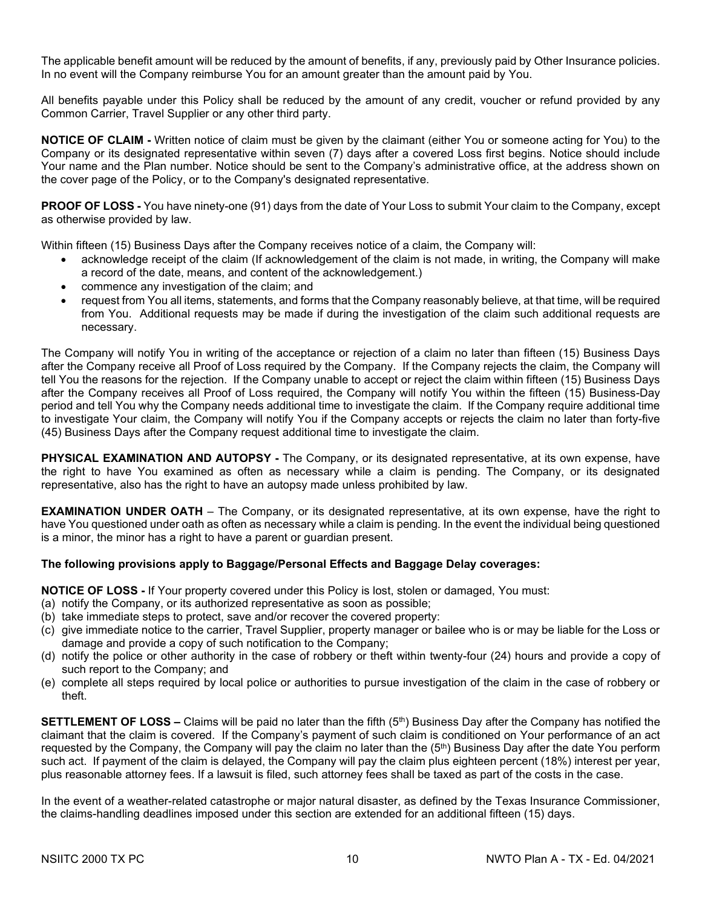The applicable benefit amount will be reduced by the amount of benefits, if any, previously paid by Other Insurance policies. In no event will the Company reimburse You for an amount greater than the amount paid by You.

All benefits payable under this Policy shall be reduced by the amount of any credit, voucher or refund provided by any Common Carrier, Travel Supplier or any other third party.

**NOTICE OF CLAIM -** Written notice of claim must be given by the claimant (either You or someone acting for You) to the Company or its designated representative within seven (7) days after a covered Loss first begins. Notice should include Your name and the Plan number. Notice should be sent to the Company's administrative office, at the address shown on the cover page of the Policy, or to the Company's designated representative.

**PROOF OF LOSS -** You have ninety-one (91) days from the date of Your Loss to submit Your claim to the Company, except as otherwise provided by law.

Within fifteen (15) Business Days after the Company receives notice of a claim, the Company will:

- acknowledge receipt of the claim (If acknowledgement of the claim is not made, in writing, the Company will make a record of the date, means, and content of the acknowledgement.)
- commence any investigation of the claim; and
- request from You all items, statements, and forms that the Company reasonably believe, at that time, will be required from You. Additional requests may be made if during the investigation of the claim such additional requests are necessary.

The Company will notify You in writing of the acceptance or rejection of a claim no later than fifteen (15) Business Days after the Company receive all Proof of Loss required by the Company. If the Company rejects the claim, the Company will tell You the reasons for the rejection. If the Company unable to accept or reject the claim within fifteen (15) Business Days after the Company receives all Proof of Loss required, the Company will notify You within the fifteen (15) Business-Day period and tell You why the Company needs additional time to investigate the claim. If the Company require additional time to investigate Your claim, the Company will notify You if the Company accepts or rejects the claim no later than forty-five (45) Business Days after the Company request additional time to investigate the claim.

**PHYSICAL EXAMINATION AND AUTOPSY -** The Company, or its designated representative, at its own expense, have the right to have You examined as often as necessary while a claim is pending. The Company, or its designated representative, also has the right to have an autopsy made unless prohibited by law.

**EXAMINATION UNDER OATH** – The Company, or its designated representative, at its own expense, have the right to have You questioned under oath as often as necessary while a claim is pending. In the event the individual being questioned is a minor, the minor has a right to have a parent or guardian present.

**The following provisions apply to Baggage/Personal Effects and Baggage Delay coverages:**

**NOTICE OF LOSS -** If Your property covered under this Policy is lost, stolen or damaged, You must:

(a) notify the Company, or its authorized representative as soon as possible;
(b) take immediate steps to protect, save and/or recover the covered property:
(c) give immediate notice to the carrier, Travel Supplier, property manager or bailee who is or may be liable for the Loss or damage and provide a copy of such notification to the Company;
(d) notify the police or other authority in the case of robbery or theft within twenty-four (24) hours and provide a copy of such report to the Company; and
(e) complete all steps required by local police or authorities to pursue investigation of the claim in the case of robbery or theft.

**SETTLEMENT OF LOSS –** Claims will be paid no later than the fifth (5th) Business Day after the Company has notified the claimant that the claim is covered. If the Company's payment of such claim is conditioned on Your performance of an act requested by the Company, the Company will pay the claim no later than the (5th) Business Day after the date You perform such act. If payment of the claim is delayed, the Company will pay the claim plus eighteen percent (18%) interest per year, plus reasonable attorney fees. If a lawsuit is filed, such attorney fees shall be taxed as part of the costs in the case.

In the event of a weather-related catastrophe or major natural disaster, as defined by the Texas Insurance Commissioner, the claims-handling deadlines imposed under this section are extended for an additional fifteen (15) days.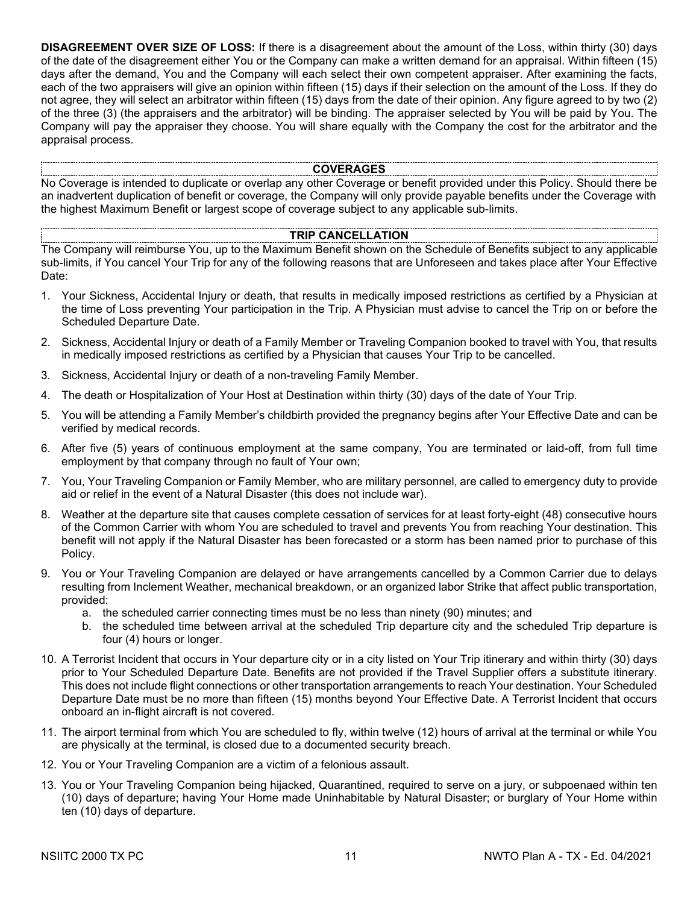**DISAGREEMENT OVER SIZE OF LOSS:** If there is a disagreement about the amount of the Loss, within thirty (30) days of the date of the disagreement either You or the Company can make a written demand for an appraisal. Within fifteen (15) days after the demand, You and the Company will each select their own competent appraiser. After examining the facts, each of the two appraisers will give an opinion within fifteen (15) days if their selection on the amount of the Loss. If they do not agree, they will select an arbitrator within fifteen (15) days from the date of their opinion. Any figure agreed to by two (2) of the three (3) (the appraisers and the arbitrator) will be binding. The appraiser selected by You will be paid by You. The Company will pay the appraiser they choose. You will share equally with the Company the cost for the arbitrator and the appraisal process.

## COVERAGES

No Coverage is intended to duplicate or overlap any other Coverage or benefit provided under this Policy. Should there be an inadvertent duplication of benefit or coverage, the Company will only provide payable benefits under the Coverage with the highest Maximum Benefit or largest scope of coverage subject to any applicable sub-limits.

## TRIP CANCELLATION

The Company will reimburse You, up to the Maximum Benefit shown on the Schedule of Benefits subject to any applicable sub-limits, if You cancel Your Trip for any of the following reasons that are Unforeseen and takes place after Your Effective Date:

1. Your Sickness, Accidental Injury or death, that results in medically imposed restrictions as certified by a Physician at the time of Loss preventing Your participation in the Trip. A Physician must advise to cancel the Trip on or before the Scheduled Departure Date.
2. Sickness, Accidental Injury or death of a Family Member or Traveling Companion booked to travel with You, that results in medically imposed restrictions as certified by a Physician that causes Your Trip to be cancelled.
3. Sickness, Accidental Injury or death of a non-traveling Family Member.
4. The death or Hospitalization of Your Host at Destination within thirty (30) days of the date of Your Trip.
5. You will be attending a Family Member's childbirth provided the pregnancy begins after Your Effective Date and can be verified by medical records.
6. After five (5) years of continuous employment at the same company, You are terminated or laid-off, from full time employment by that company through no fault of Your own;
7. You, Your Traveling Companion or Family Member, who are military personnel, are called to emergency duty to provide aid or relief in the event of a Natural Disaster (this does not include war).
8. Weather at the departure site that causes complete cessation of services for at least forty-eight (48) consecutive hours of the Common Carrier with whom You are scheduled to travel and prevents You from reaching Your destination. This benefit will not apply if the Natural Disaster has been forecasted or a storm has been named prior to purchase of this Policy.
9. You or Your Traveling Companion are delayed or have arrangements cancelled by a Common Carrier due to delays resulting from Inclement Weather, mechanical breakdown, or an organized labor Strike that affect public transportation, provided:
   a. the scheduled carrier connecting times must be no less than ninety (90) minutes; and
   b. the scheduled time between arrival at the scheduled Trip departure city and the scheduled Trip departure is four (4) hours or longer.
10. A Terrorist Incident that occurs in Your departure city or in a city listed on Your Trip itinerary and within thirty (30) days prior to Your Scheduled Departure Date. Benefits are not provided if the Travel Supplier offers a substitute itinerary. This does not include flight connections or other transportation arrangements to reach Your destination. Your Scheduled Departure Date must be no more than fifteen (15) months beyond Your Effective Date. A Terrorist Incident that occurs onboard an in-flight aircraft is not covered.
11. The airport terminal from which You are scheduled to fly, within twelve (12) hours of arrival at the terminal or while You are physically at the terminal, is closed due to a documented security breach.
12. You or Your Traveling Companion are a victim of a felonious assault.
13. You or Your Traveling Companion being hijacked, Quarantined, required to serve on a jury, or subpoenaed within ten (10) days of departure; having Your Home made Uninhabitable by Natural Disaster; or burglary of Your Home within ten (10) days of departure.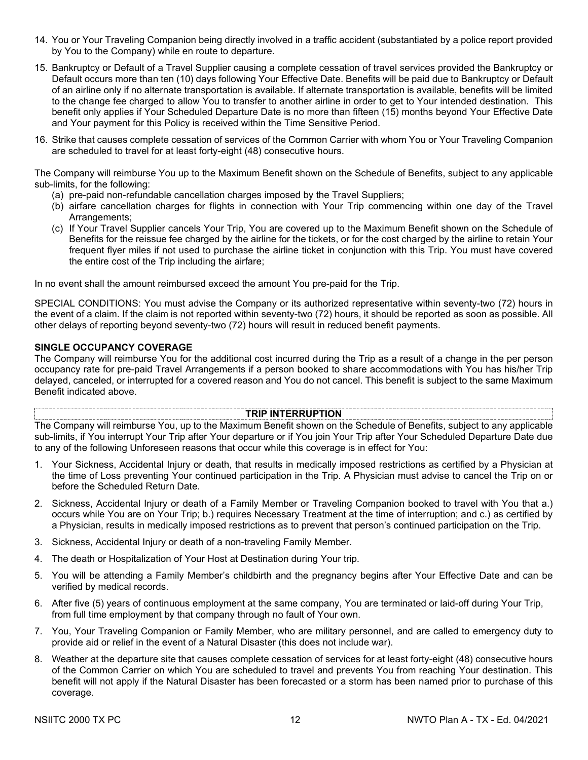14. You or Your Traveling Companion being directly involved in a traffic accident (substantiated by a police report provided by You to the Company) while en route to departure.

15. Bankruptcy or Default of a Travel Supplier causing a complete cessation of travel services provided the Bankruptcy or Default occurs more than ten (10) days following Your Effective Date. Benefits will be paid due to Bankruptcy or Default of an airline only if no alternate transportation is available. If alternate transportation is available, benefits will be limited to the change fee charged to allow You to transfer to another airline in order to get to Your intended destination. This benefit only applies if Your Scheduled Departure Date is no more than fifteen (15) months beyond Your Effective Date and Your payment for this Policy is received within the Time Sensitive Period.

16. Strike that causes complete cessation of services of the Common Carrier with whom You or Your Traveling Companion are scheduled to travel for at least forty-eight (48) consecutive hours.

The Company will reimburse You up to the Maximum Benefit shown on the Schedule of Benefits, subject to any applicable sub-limits, for the following:

(a) pre-paid non-refundable cancellation charges imposed by the Travel Suppliers;

(b) airfare cancellation charges for flights in connection with Your Trip commencing within one day of the Travel Arrangements;

(c) If Your Travel Supplier cancels Your Trip, You are covered up to the Maximum Benefit shown on the Schedule of Benefits for the reissue fee charged by the airline for the tickets, or for the cost charged by the airline to retain Your frequent flyer miles if not used to purchase the airline ticket in conjunction with this Trip. You must have covered the entire cost of the Trip including the airfare;

In no event shall the amount reimbursed exceed the amount You pre-paid for the Trip.

SPECIAL CONDITIONS: You must advise the Company or its authorized representative within seventy-two (72) hours in the event of a claim. If the claim is not reported within seventy-two (72) hours, it should be reported as soon as possible. All other delays of reporting beyond seventy-two (72) hours will result in reduced benefit payments.

**SINGLE OCCUPANCY COVERAGE**

The Company will reimburse You for the additional cost incurred during the Trip as a result of a change in the per person occupancy rate for pre-paid Travel Arrangements if a person booked to share accommodations with You has his/her Trip delayed, canceled, or interrupted for a covered reason and You do not cancel. This benefit is subject to the same Maximum Benefit indicated above.

## TRIP INTERRUPTION

The Company will reimburse You, up to the Maximum Benefit shown on the Schedule of Benefits, subject to any applicable sub-limits, if You interrupt Your Trip after Your departure or if You join Your Trip after Your Scheduled Departure Date due to any of the following Unforeseen reasons that occur while this coverage is in effect for You:

1. Your Sickness, Accidental Injury or death, that results in medically imposed restrictions as certified by a Physician at the time of Loss preventing Your continued participation in the Trip. A Physician must advise to cancel the Trip on or before the Scheduled Return Date.

2. Sickness, Accidental Injury or death of a Family Member or Traveling Companion booked to travel with You that a.) occurs while You are on Your Trip; b.) requires Necessary Treatment at the time of interruption; and c.) as certified by a Physician, results in medically imposed restrictions as to prevent that person's continued participation on the Trip.

3. Sickness, Accidental Injury or death of a non-traveling Family Member.

4. The death or Hospitalization of Your Host at Destination during Your trip.

5. You will be attending a Family Member's childbirth and the pregnancy begins after Your Effective Date and can be verified by medical records.

6. After five (5) years of continuous employment at the same company, You are terminated or laid-off during Your Trip, from full time employment by that company through no fault of Your own.

7. You, Your Traveling Companion or Family Member, who are military personnel, and are called to emergency duty to provide aid or relief in the event of a Natural Disaster (this does not include war).

8. Weather at the departure site that causes complete cessation of services for at least forty-eight (48) consecutive hours of the Common Carrier on which You are scheduled to travel and prevents You from reaching Your destination. This benefit will not apply if the Natural Disaster has been forecasted or a storm has been named prior to purchase of this coverage.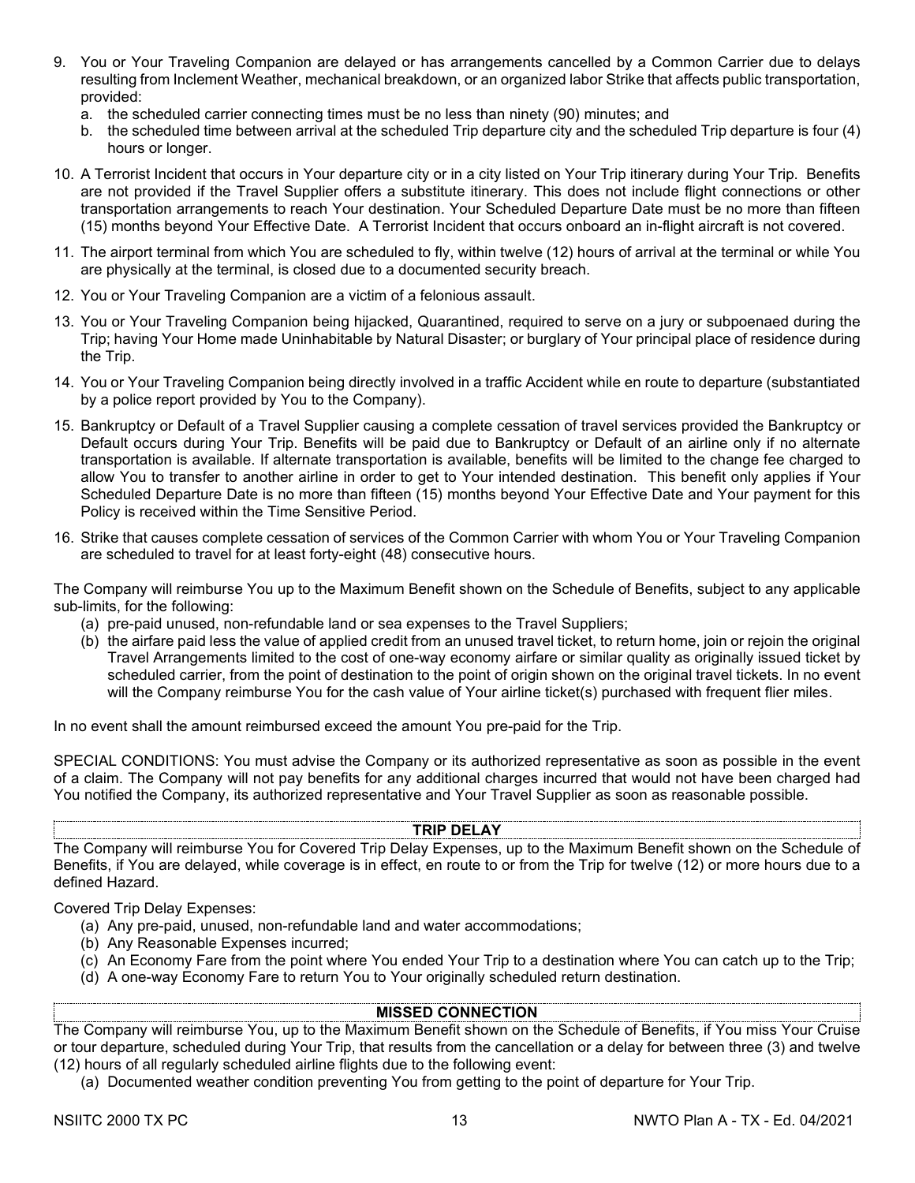9. You or Your Traveling Companion are delayed or has arrangements cancelled by a Common Carrier due to delays resulting from Inclement Weather, mechanical breakdown, or an organized labor Strike that affects public transportation, provided:
   a. the scheduled carrier connecting times must be no less than ninety (90) minutes; and
   b. the scheduled time between arrival at the scheduled Trip departure city and the scheduled Trip departure is four (4) hours or longer.
10. A Terrorist Incident that occurs in Your departure city or in a city listed on Your Trip itinerary during Your Trip. Benefits are not provided if the Travel Supplier offers a substitute itinerary. This does not include flight connections or other transportation arrangements to reach Your destination. Your Scheduled Departure Date must be no more than fifteen (15) months beyond Your Effective Date. A Terrorist Incident that occurs onboard an in-flight aircraft is not covered.
11. The airport terminal from which You are scheduled to fly, within twelve (12) hours of arrival at the terminal or while You are physically at the terminal, is closed due to a documented security breach.
12. You or Your Traveling Companion are a victim of a felonious assault.
13. You or Your Traveling Companion being hijacked, Quarantined, required to serve on a jury or subpoenaed during the Trip; having Your Home made Uninhabitable by Natural Disaster; or burglary of Your principal place of residence during the Trip.
14. You or Your Traveling Companion being directly involved in a traffic Accident while en route to departure (substantiated by a police report provided by You to the Company).
15. Bankruptcy or Default of a Travel Supplier causing a complete cessation of travel services provided the Bankruptcy or Default occurs during Your Trip. Benefits will be paid due to Bankruptcy or Default of an airline only if no alternate transportation is available. If alternate transportation is available, benefits will be limited to the change fee charged to allow You to transfer to another airline in order to get to Your intended destination. This benefit only applies if Your Scheduled Departure Date is no more than fifteen (15) months beyond Your Effective Date and Your payment for this Policy is received within the Time Sensitive Period.
16. Strike that causes complete cessation of services of the Common Carrier with whom You or Your Traveling Companion are scheduled to travel for at least forty-eight (48) consecutive hours.

The Company will reimburse You up to the Maximum Benefit shown on the Schedule of Benefits, subject to any applicable sub-limits, for the following:

(a) pre-paid unused, non-refundable land or sea expenses to the Travel Suppliers;
(b) the airfare paid less the value of applied credit from an unused travel ticket, to return home, join or rejoin the original Travel Arrangements limited to the cost of one-way economy airfare or similar quality as originally issued ticket by scheduled carrier, from the point of destination to the point of origin shown on the original travel tickets. In no event will the Company reimburse You for the cash value of Your airline ticket(s) purchased with frequent flier miles.

In no event shall the amount reimbursed exceed the amount You pre-paid for the Trip.

SPECIAL CONDITIONS: You must advise the Company or its authorized representative as soon as possible in the event of a claim. The Company will not pay benefits for any additional charges incurred that would not have been charged had You notified the Company, its authorized representative and Your Travel Supplier as soon as reasonable possible.

## TRIP DELAY

The Company will reimburse You for Covered Trip Delay Expenses, up to the Maximum Benefit shown on the Schedule of Benefits, if You are delayed, while coverage is in effect, en route to or from the Trip for twelve (12) or more hours due to a defined Hazard.

Covered Trip Delay Expenses:

(a) Any pre-paid, unused, non-refundable land and water accommodations;
(b) Any Reasonable Expenses incurred;
(c) An Economy Fare from the point where You ended Your Trip to a destination where You can catch up to the Trip;
(d) A one-way Economy Fare to return You to Your originally scheduled return destination.

## MISSED CONNECTION

The Company will reimburse You, up to the Maximum Benefit shown on the Schedule of Benefits, if You miss Your Cruise or tour departure, scheduled during Your Trip, that results from the cancellation or a delay for between three (3) and twelve (12) hours of all regularly scheduled airline flights due to the following event:

(a) Documented weather condition preventing You from getting to the point of departure for Your Trip.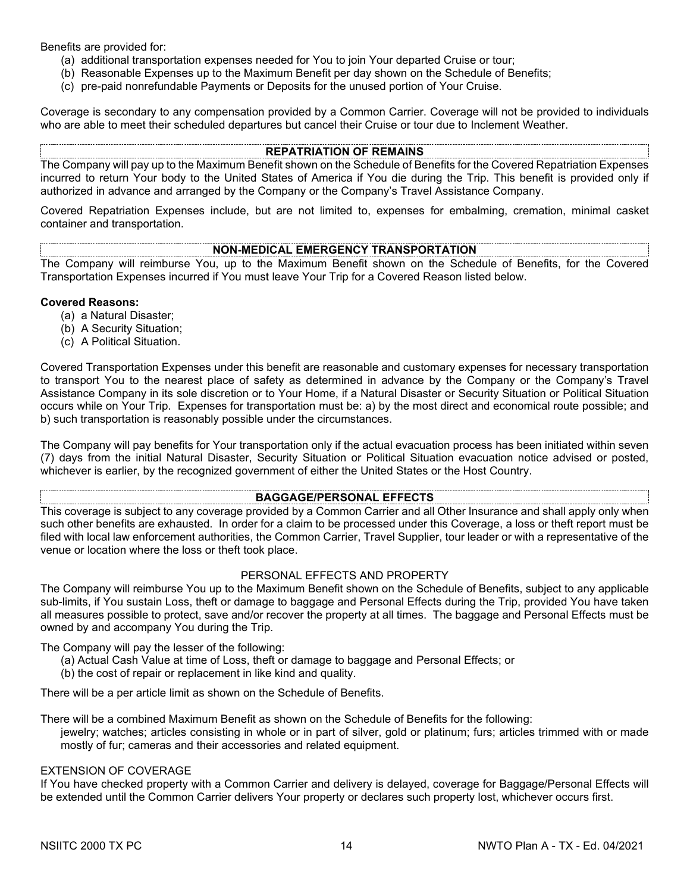Benefits are provided for:

(a) additional transportation expenses needed for You to join Your departed Cruise or tour;
(b) Reasonable Expenses up to the Maximum Benefit per day shown on the Schedule of Benefits;
(c) pre-paid nonrefundable Payments or Deposits for the unused portion of Your Cruise.

Coverage is secondary to any compensation provided by a Common Carrier. Coverage will not be provided to individuals who are able to meet their scheduled departures but cancel their Cruise or tour due to Inclement Weather.

## REPATRIATION OF REMAINS

The Company will pay up to the Maximum Benefit shown on the Schedule of Benefits for the Covered Repatriation Expenses incurred to return Your body to the United States of America if You die during the Trip. This benefit is provided only if authorized in advance and arranged by the Company or the Company's Travel Assistance Company.

Covered Repatriation Expenses include, but are not limited to, expenses for embalming, cremation, minimal casket container and transportation.

## NON-MEDICAL EMERGENCY TRANSPORTATION

The Company will reimburse You, up to the Maximum Benefit shown on the Schedule of Benefits, for the Covered Transportation Expenses incurred if You must leave Your Trip for a Covered Reason listed below.

**Covered Reasons:**

(a) a Natural Disaster;
(b) A Security Situation;
(c) A Political Situation.

Covered Transportation Expenses under this benefit are reasonable and customary expenses for necessary transportation to transport You to the nearest place of safety as determined in advance by the Company or the Company's Travel Assistance Company in its sole discretion or to Your Home, if a Natural Disaster or Security Situation or Political Situation occurs while on Your Trip. Expenses for transportation must be: a) by the most direct and economical route possible; and b) such transportation is reasonably possible under the circumstances.

The Company will pay benefits for Your transportation only if the actual evacuation process has been initiated within seven (7) days from the initial Natural Disaster, Security Situation or Political Situation evacuation notice advised or posted, whichever is earlier, by the recognized government of either the United States or the Host Country.

## BAGGAGE/PERSONAL EFFECTS

This coverage is subject to any coverage provided by a Common Carrier and all Other Insurance and shall apply only when such other benefits are exhausted. In order for a claim to be processed under this Coverage, a loss or theft report must be filed with local law enforcement authorities, the Common Carrier, Travel Supplier, tour leader or with a representative of the venue or location where the loss or theft took place.

### PERSONAL EFFECTS AND PROPERTY

The Company will reimburse You up to the Maximum Benefit shown on the Schedule of Benefits, subject to any applicable sub-limits, if You sustain Loss, theft or damage to baggage and Personal Effects during the Trip, provided You have taken all measures possible to protect, save and/or recover the property at all times. The baggage and Personal Effects must be owned by and accompany You during the Trip.

The Company will pay the lesser of the following:

(a) Actual Cash Value at time of Loss, theft or damage to baggage and Personal Effects; or
(b) the cost of repair or replacement in like kind and quality.

There will be a per article limit as shown on the Schedule of Benefits.

There will be a combined Maximum Benefit as shown on the Schedule of Benefits for the following:

jewelry; watches; articles consisting in whole or in part of silver, gold or platinum; furs; articles trimmed with or made mostly of fur; cameras and their accessories and related equipment.

### EXTENSION OF COVERAGE

If You have checked property with a Common Carrier and delivery is delayed, coverage for Baggage/Personal Effects will be extended until the Common Carrier delivers Your property or declares such property lost, whichever occurs first.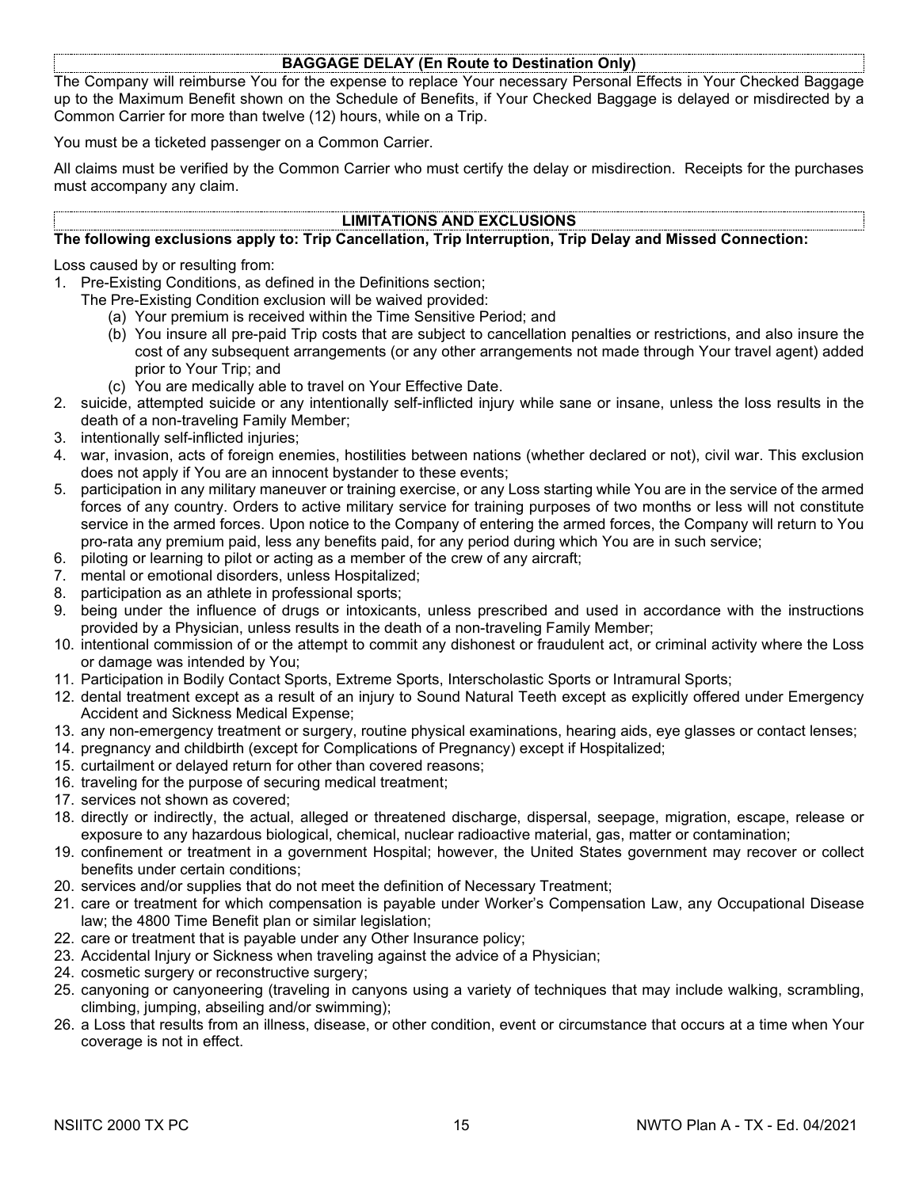## BAGGAGE DELAY (En Route to Destination Only)

The Company will reimburse You for the expense to replace Your necessary Personal Effects in Your Checked Baggage up to the Maximum Benefit shown on the Schedule of Benefits, if Your Checked Baggage is delayed or misdirected by a Common Carrier for more than twelve (12) hours, while on a Trip.

You must be a ticketed passenger on a Common Carrier.

All claims must be verified by the Common Carrier who must certify the delay or misdirection. Receipts for the purchases must accompany any claim.

## LIMITATIONS AND EXCLUSIONS

**The following exclusions apply to: Trip Cancellation, Trip Interruption, Trip Delay and Missed Connection:**

Loss caused by or resulting from:

1. Pre-Existing Conditions, as defined in the Definitions section;
   The Pre-Existing Condition exclusion will be waived provided:
   (a) Your premium is received within the Time Sensitive Period; and
   (b) You insure all pre-paid Trip costs that are subject to cancellation penalties or restrictions, and also insure the cost of any subsequent arrangements (or any other arrangements not made through Your travel agent) added prior to Your Trip; and
   (c) You are medically able to travel on Your Effective Date.
2. suicide, attempted suicide or any intentionally self-inflicted injury while sane or insane, unless the loss results in the death of a non-traveling Family Member;
3. intentionally self-inflicted injuries;
4. war, invasion, acts of foreign enemies, hostilities between nations (whether declared or not), civil war. This exclusion does not apply if You are an innocent bystander to these events;
5. participation in any military maneuver or training exercise, or any Loss starting while You are in the service of the armed forces of any country. Orders to active military service for training purposes of two months or less will not constitute service in the armed forces. Upon notice to the Company of entering the armed forces, the Company will return to You pro-rata any premium paid, less any benefits paid, for any period during which You are in such service;
6. piloting or learning to pilot or acting as a member of the crew of any aircraft;
7. mental or emotional disorders, unless Hospitalized;
8. participation as an athlete in professional sports;
9. being under the influence of drugs or intoxicants, unless prescribed and used in accordance with the instructions provided by a Physician, unless results in the death of a non-traveling Family Member;
10. intentional commission of or the attempt to commit any dishonest or fraudulent act, or criminal activity where the Loss or damage was intended by You;
11. Participation in Bodily Contact Sports, Extreme Sports, Interscholastic Sports or Intramural Sports;
12. dental treatment except as a result of an injury to Sound Natural Teeth except as explicitly offered under Emergency Accident and Sickness Medical Expense;
13. any non-emergency treatment or surgery, routine physical examinations, hearing aids, eye glasses or contact lenses;
14. pregnancy and childbirth (except for Complications of Pregnancy) except if Hospitalized;
15. curtailment or delayed return for other than covered reasons;
16. traveling for the purpose of securing medical treatment;
17. services not shown as covered;
18. directly or indirectly, the actual, alleged or threatened discharge, dispersal, seepage, migration, escape, release or exposure to any hazardous biological, chemical, nuclear radioactive material, gas, matter or contamination;
19. confinement or treatment in a government Hospital; however, the United States government may recover or collect benefits under certain conditions;
20. services and/or supplies that do not meet the definition of Necessary Treatment;
21. care or treatment for which compensation is payable under Worker's Compensation Law, any Occupational Disease law; the 4800 Time Benefit plan or similar legislation;
22. care or treatment that is payable under any Other Insurance policy;
23. Accidental Injury or Sickness when traveling against the advice of a Physician;
24. cosmetic surgery or reconstructive surgery;
25. canyoning or canyoneering (traveling in canyons using a variety of techniques that may include walking, scrambling, climbing, jumping, abseiling and/or swimming);
26. a Loss that results from an illness, disease, or other condition, event or circumstance that occurs at a time when Your coverage is not in effect.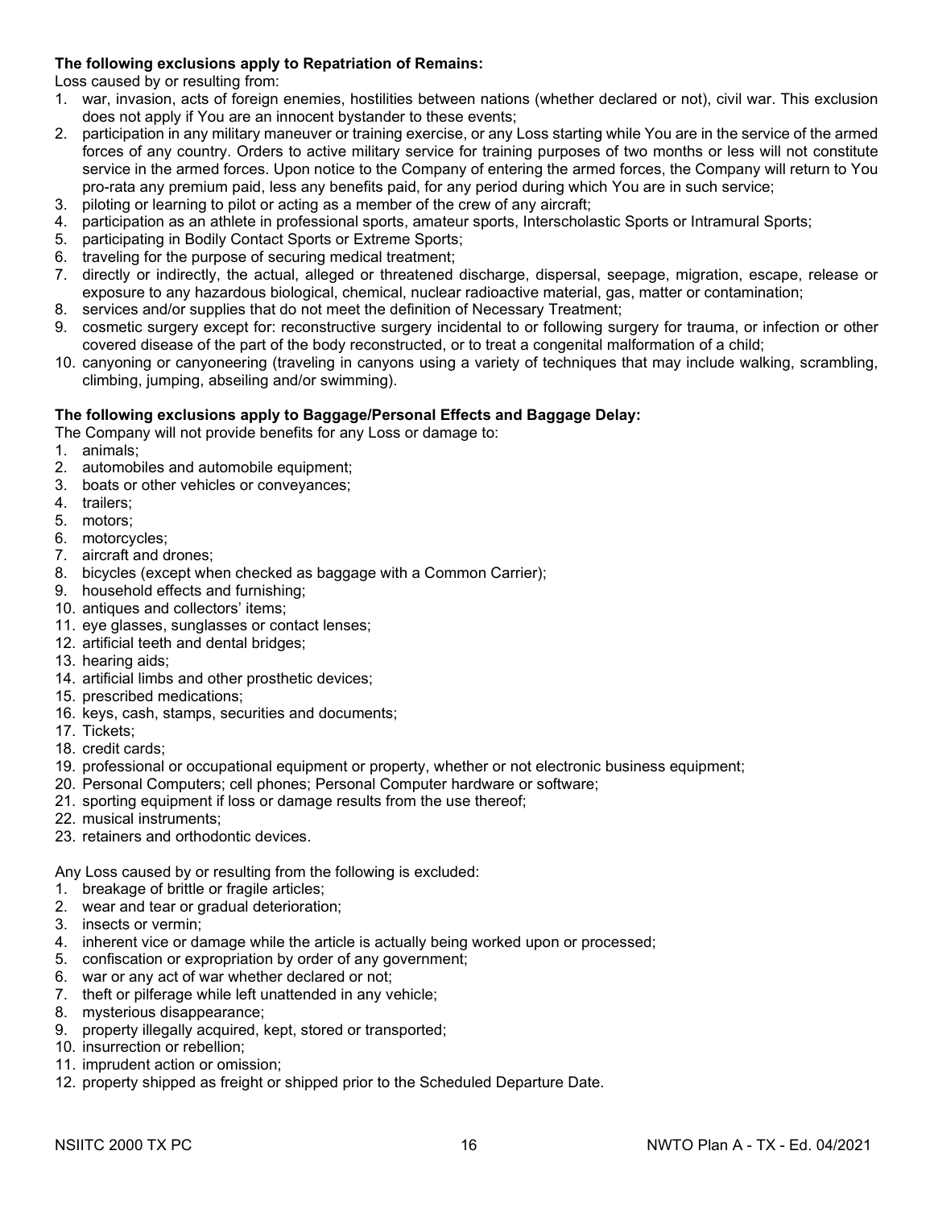**The following exclusions apply to Repatriation of Remains:**

Loss caused by or resulting from:

1. war, invasion, acts of foreign enemies, hostilities between nations (whether declared or not), civil war. This exclusion does not apply if You are an innocent bystander to these events;
2. participation in any military maneuver or training exercise, or any Loss starting while You are in the service of the armed forces of any country. Orders to active military service for training purposes of two months or less will not constitute service in the armed forces. Upon notice to the Company of entering the armed forces, the Company will return to You pro-rata any premium paid, less any benefits paid, for any period during which You are in such service;
3. piloting or learning to pilot or acting as a member of the crew of any aircraft;
4. participation as an athlete in professional sports, amateur sports, Interscholastic Sports or Intramural Sports;
5. participating in Bodily Contact Sports or Extreme Sports;
6. traveling for the purpose of securing medical treatment;
7. directly or indirectly, the actual, alleged or threatened discharge, dispersal, seepage, migration, escape, release or exposure to any hazardous biological, chemical, nuclear radioactive material, gas, matter or contamination;
8. services and/or supplies that do not meet the definition of Necessary Treatment;
9. cosmetic surgery except for: reconstructive surgery incidental to or following surgery for trauma, or infection or other covered disease of the part of the body reconstructed, or to treat a congenital malformation of a child;
10. canyoning or canyoneering (traveling in canyons using a variety of techniques that may include walking, scrambling, climbing, jumping, abseiling and/or swimming).

**The following exclusions apply to Baggage/Personal Effects and Baggage Delay:**

The Company will not provide benefits for any Loss or damage to:

1. animals;
2. automobiles and automobile equipment;
3. boats or other vehicles or conveyances;
4. trailers;
5. motors;
6. motorcycles;
7. aircraft and drones;
8. bicycles (except when checked as baggage with a Common Carrier);
9. household effects and furnishing;
10. antiques and collectors' items;
11. eye glasses, sunglasses or contact lenses;
12. artificial teeth and dental bridges;
13. hearing aids;
14. artificial limbs and other prosthetic devices;
15. prescribed medications;
16. keys, cash, stamps, securities and documents;
17. Tickets;
18. credit cards;
19. professional or occupational equipment or property, whether or not electronic business equipment;
20. Personal Computers; cell phones; Personal Computer hardware or software;
21. sporting equipment if loss or damage results from the use thereof;
22. musical instruments;
23. retainers and orthodontic devices.

Any Loss caused by or resulting from the following is excluded:

1. breakage of brittle or fragile articles;
2. wear and tear or gradual deterioration;
3. insects or vermin;
4. inherent vice or damage while the article is actually being worked upon or processed;
5. confiscation or expropriation by order of any government;
6. war or any act of war whether declared or not;
7. theft or pilferage while left unattended in any vehicle;
8. mysterious disappearance;
9. property illegally acquired, kept, stored or transported;
10. insurrection or rebellion;
11. imprudent action or omission;
12. property shipped as freight or shipped prior to the Scheduled Departure Date.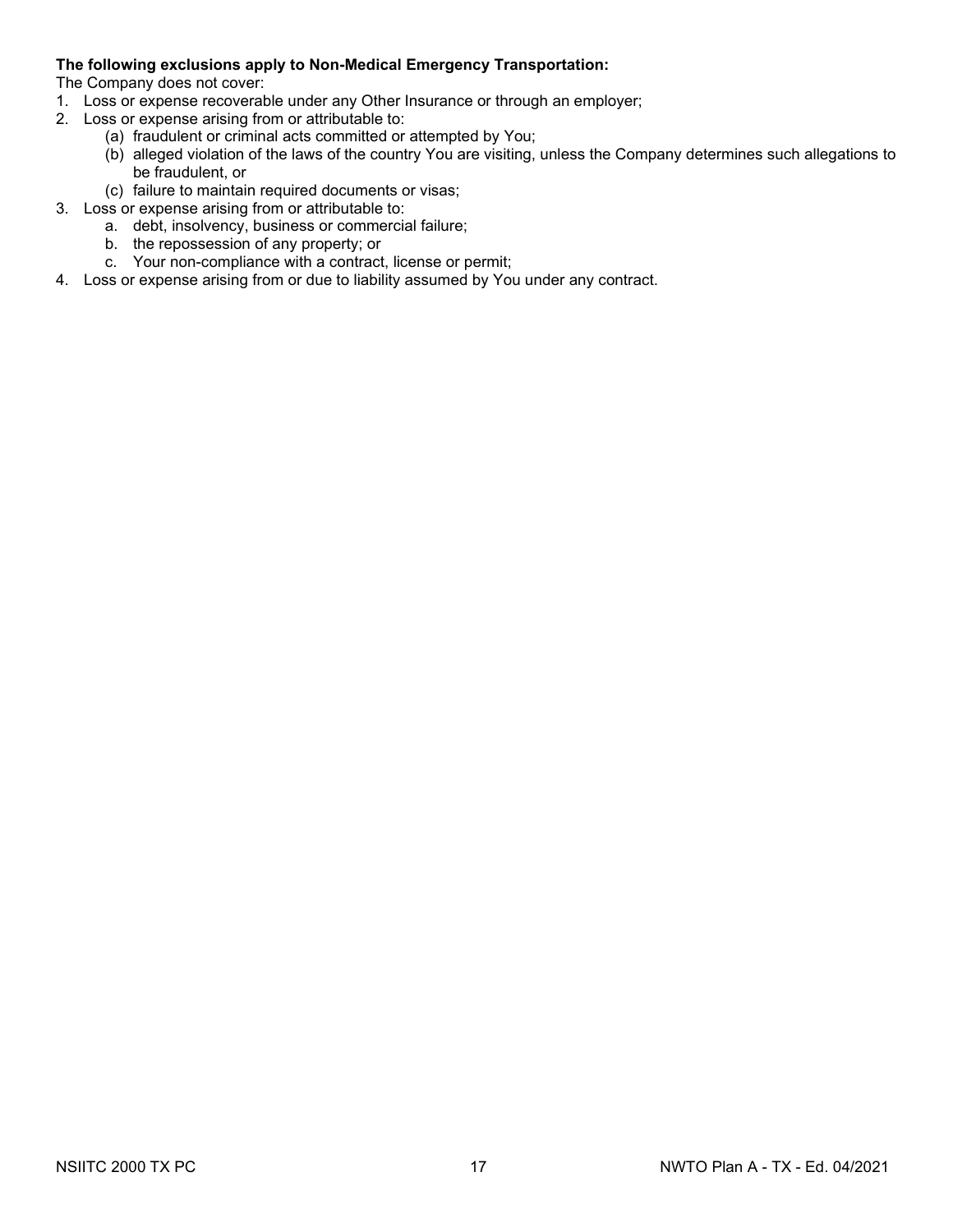**The following exclusions apply to Non-Medical Emergency Transportation:**

The Company does not cover:

1. Loss or expense recoverable under any Other Insurance or through an employer;
2. Loss or expense arising from or attributable to:
   - (a) fraudulent or criminal acts committed or attempted by You;
   - (b) alleged violation of the laws of the country You are visiting, unless the Company determines such allegations to be fraudulent, or
   - (c) failure to maintain required documents or visas;
3. Loss or expense arising from or attributable to:
   - a. debt, insolvency, business or commercial failure;
   - b. the repossession of any property; or
   - c. Your non-compliance with a contract, license or permit;
4. Loss or expense arising from or due to liability assumed by You under any contract.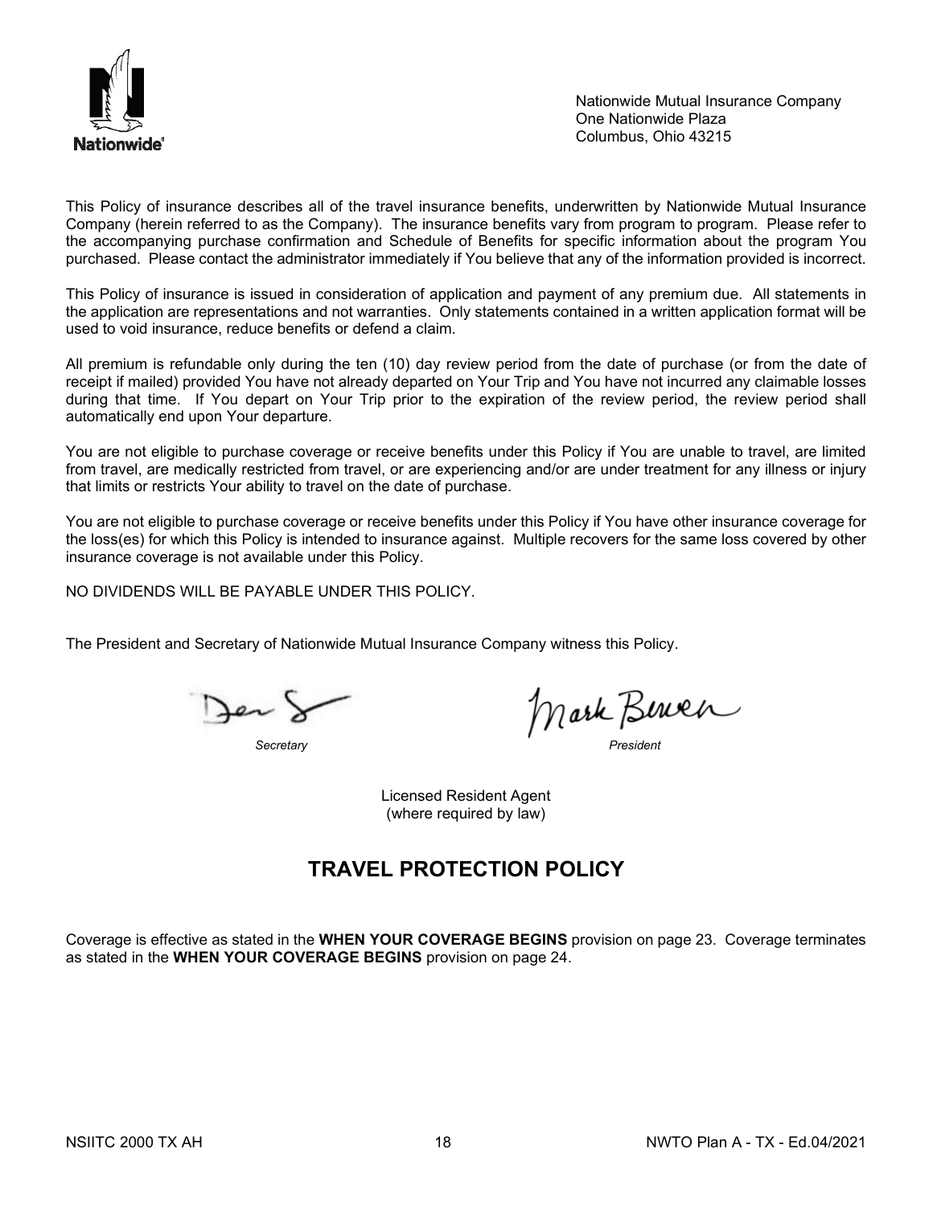Nationwide®

Nationwide Mutual Insurance Company
One Nationwide Plaza
Columbus, Ohio 43215

This Policy of insurance describes all of the travel insurance benefits, underwritten by Nationwide Mutual Insurance Company (herein referred to as the Company). The insurance benefits vary from program to program. Please refer to the accompanying purchase confirmation and Schedule of Benefits for specific information about the program You purchased. Please contact the administrator immediately if You believe that any of the information provided is incorrect.

This Policy of insurance is issued in consideration of application and payment of any premium due. All statements in the application are representations and not warranties. Only statements contained in a written application format will be used to void insurance, reduce benefits or defend a claim.

All premium is refundable only during the ten (10) day review period from the date of purchase (or from the date of receipt if mailed) provided You have not already departed on Your Trip and You have not incurred any claimable losses during that time. If You depart on Your Trip prior to the expiration of the review period, the review period shall automatically end upon Your departure.

You are not eligible to purchase coverage or receive benefits under this Policy if You are unable to travel, are limited from travel, are medically restricted from travel, or are experiencing and/or are under treatment for any illness or injury that limits or restricts Your ability to travel on the date of purchase.

You are not eligible to purchase coverage or receive benefits under this Policy if You have other insurance coverage for the loss(es) for which this Policy is intended to insurance against. Multiple recovers for the same loss covered by other insurance coverage is not available under this Policy.

NO DIVIDENDS WILL BE PAYABLE UNDER THIS POLICY.

The President and Secretary of Nationwide Mutual Insurance Company witness this Policy.

*Secretary* *President*

Licensed Resident Agent
(where required by law)

# TRAVEL PROTECTION POLICY

Coverage is effective as stated in the **WHEN YOUR COVERAGE BEGINS** provision on page 23. Coverage terminates as stated in the **WHEN YOUR COVERAGE BEGINS** provision on page 24.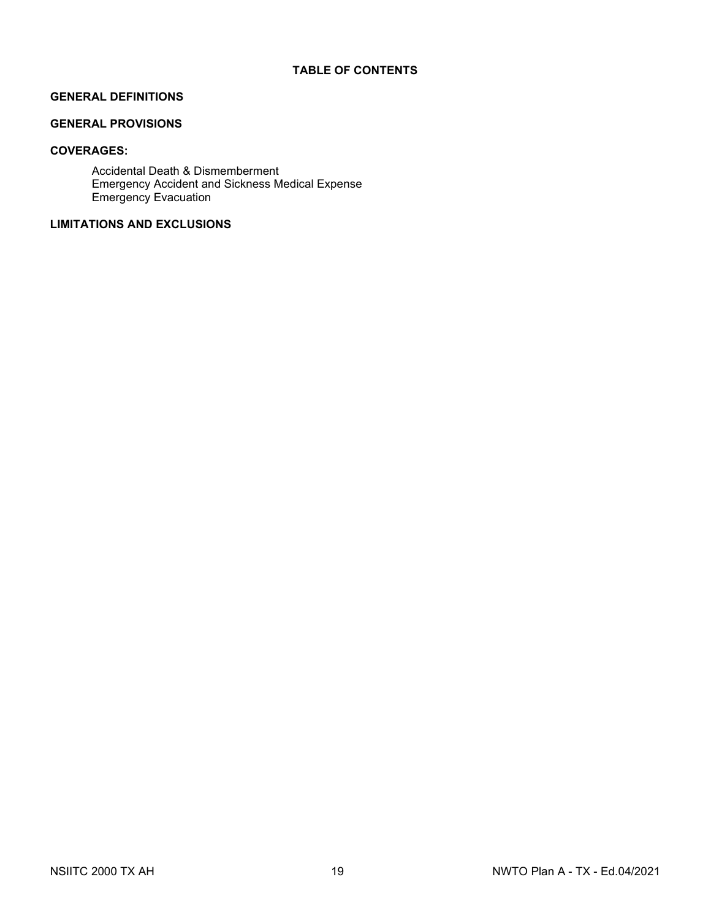# TABLE OF CONTENTS

**GENERAL DEFINITIONS**

**GENERAL PROVISIONS**

**COVERAGES:**

- Accidental Death & Dismemberment
- Emergency Accident and Sickness Medical Expense
- Emergency Evacuation

**LIMITATIONS AND EXCLUSIONS**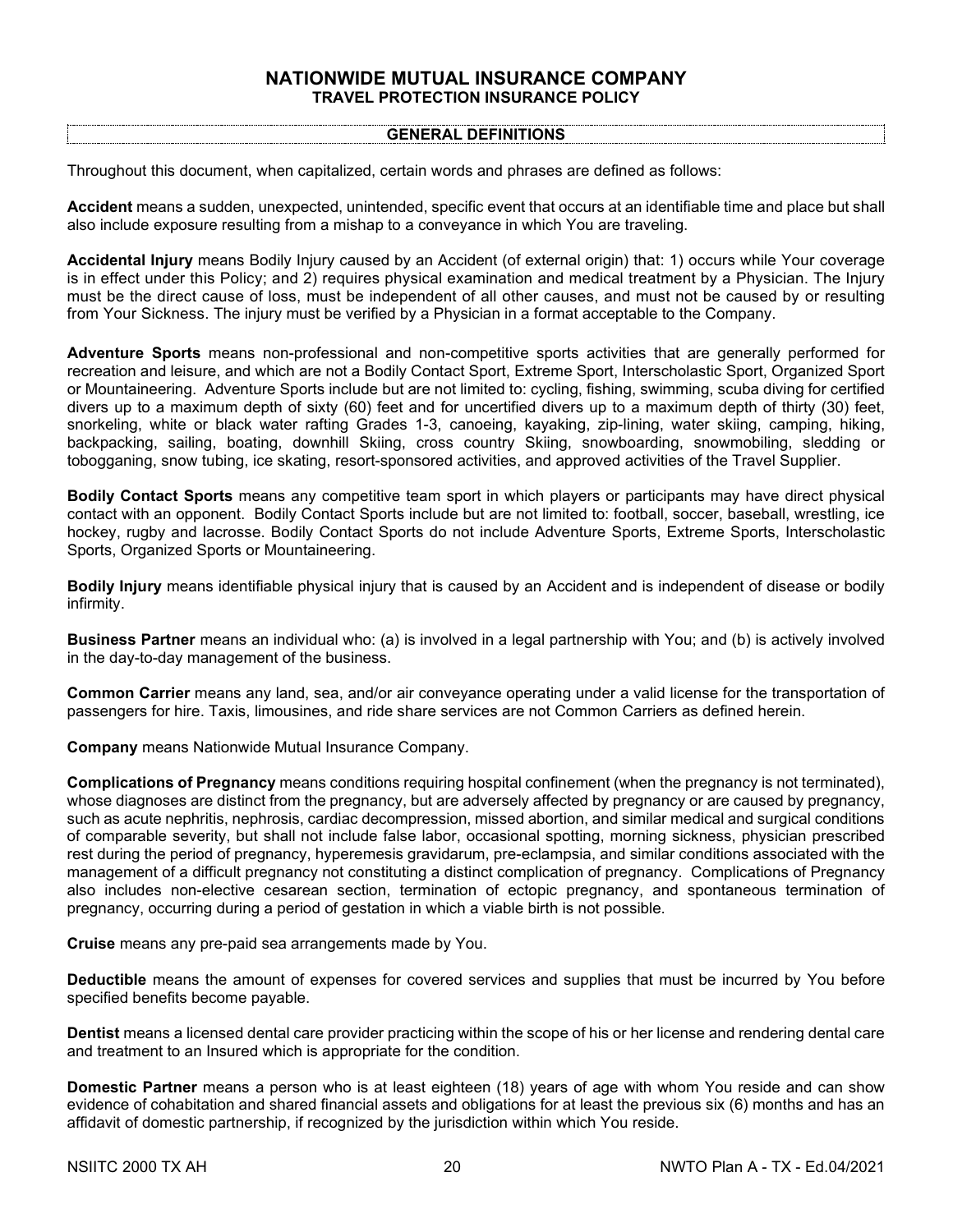# NATIONWIDE MUTUAL INSURANCE COMPANY
## TRAVEL PROTECTION INSURANCE POLICY

### GENERAL DEFINITIONS

Throughout this document, when capitalized, certain words and phrases are defined as follows:

**Accident** means a sudden, unexpected, unintended, specific event that occurs at an identifiable time and place but shall also include exposure resulting from a mishap to a conveyance in which You are traveling.

**Accidental Injury** means Bodily Injury caused by an Accident (of external origin) that: 1) occurs while Your coverage is in effect under this Policy; and 2) requires physical examination and medical treatment by a Physician. The Injury must be the direct cause of loss, must be independent of all other causes, and must not be caused by or resulting from Your Sickness. The injury must be verified by a Physician in a format acceptable to the Company.

**Adventure Sports** means non-professional and non-competitive sports activities that are generally performed for recreation and leisure, and which are not a Bodily Contact Sport, Extreme Sport, Interscholastic Sport, Organized Sport or Mountaineering. Adventure Sports include but are not limited to: cycling, fishing, swimming, scuba diving for certified divers up to a maximum depth of sixty (60) feet and for uncertified divers up to a maximum depth of thirty (30) feet, snorkeling, white or black water rafting Grades 1-3, canoeing, kayaking, zip-lining, water skiing, camping, hiking, backpacking, sailing, boating, downhill Skiing, cross country Skiing, snowboarding, snowmobiling, sledding or tobogganing, snow tubing, ice skating, resort-sponsored activities, and approved activities of the Travel Supplier.

**Bodily Contact Sports** means any competitive team sport in which players or participants may have direct physical contact with an opponent. Bodily Contact Sports include but are not limited to: football, soccer, baseball, wrestling, ice hockey, rugby and lacrosse. Bodily Contact Sports do not include Adventure Sports, Extreme Sports, Interscholastic Sports, Organized Sports or Mountaineering.

**Bodily Injury** means identifiable physical injury that is caused by an Accident and is independent of disease or bodily infirmity.

**Business Partner** means an individual who: (a) is involved in a legal partnership with You; and (b) is actively involved in the day-to-day management of the business.

**Common Carrier** means any land, sea, and/or air conveyance operating under a valid license for the transportation of passengers for hire. Taxis, limousines, and ride share services are not Common Carriers as defined herein.

**Company** means Nationwide Mutual Insurance Company.

**Complications of Pregnancy** means conditions requiring hospital confinement (when the pregnancy is not terminated), whose diagnoses are distinct from the pregnancy, but are adversely affected by pregnancy or are caused by pregnancy, such as acute nephritis, nephrosis, cardiac decompression, missed abortion, and similar medical and surgical conditions of comparable severity, but shall not include false labor, occasional spotting, morning sickness, physician prescribed rest during the period of pregnancy, hyperemesis gravidarum, pre-eclampsia, and similar conditions associated with the management of a difficult pregnancy not constituting a distinct complication of pregnancy. Complications of Pregnancy also includes non-elective cesarean section, termination of ectopic pregnancy, and spontaneous termination of pregnancy, occurring during a period of gestation in which a viable birth is not possible.

**Cruise** means any pre-paid sea arrangements made by You.

**Deductible** means the amount of expenses for covered services and supplies that must be incurred by You before specified benefits become payable.

**Dentist** means a licensed dental care provider practicing within the scope of his or her license and rendering dental care and treatment to an Insured which is appropriate for the condition.

**Domestic Partner** means a person who is at least eighteen (18) years of age with whom You reside and can show evidence of cohabitation and shared financial assets and obligations for at least the previous six (6) months and has an affidavit of domestic partnership, if recognized by the jurisdiction within which You reside.

NSIITC 2000 TX AH NWTO Plan A - TX - Ed.04/2021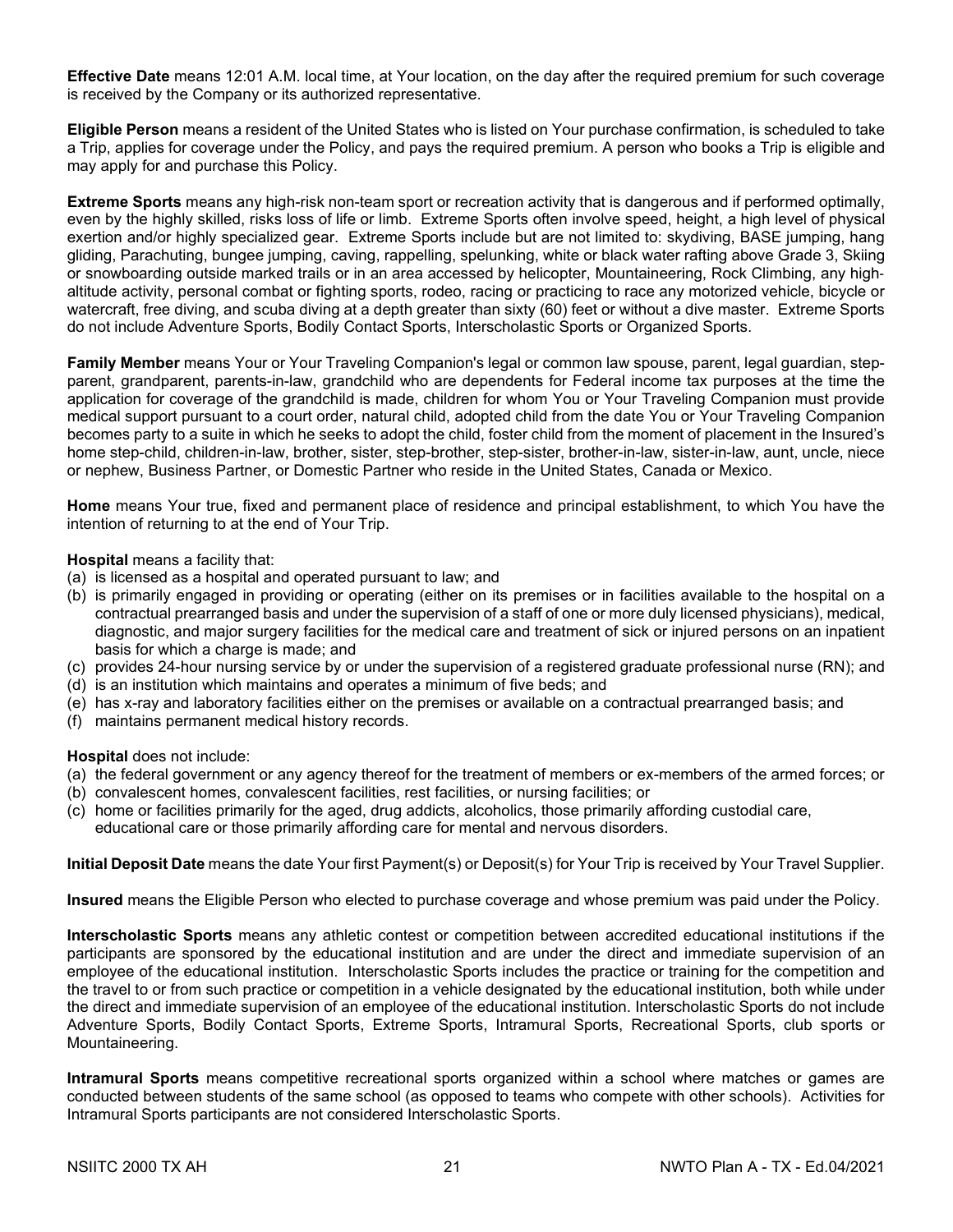**Effective Date** means 12:01 A.M. local time, at Your location, on the day after the required premium for such coverage is received by the Company or its authorized representative.

**Eligible Person** means a resident of the United States who is listed on Your purchase confirmation, is scheduled to take a Trip, applies for coverage under the Policy, and pays the required premium. A person who books a Trip is eligible and may apply for and purchase this Policy.

**Extreme Sports** means any high-risk non-team sport or recreation activity that is dangerous and if performed optimally, even by the highly skilled, risks loss of life or limb. Extreme Sports often involve speed, height, a high level of physical exertion and/or highly specialized gear. Extreme Sports include but are not limited to: skydiving, BASE jumping, hang gliding, Parachuting, bungee jumping, caving, rappelling, spelunking, white or black water rafting above Grade 3, Skiing or snowboarding outside marked trails or in an area accessed by helicopter, Mountaineering, Rock Climbing, any high-altitude activity, personal combat or fighting sports, rodeo, racing or practicing to race any motorized vehicle, bicycle or watercraft, free diving, and scuba diving at a depth greater than sixty (60) feet or without a dive master. Extreme Sports do not include Adventure Sports, Bodily Contact Sports, Interscholastic Sports or Organized Sports.

**Family Member** means Your or Your Traveling Companion's legal or common law spouse, parent, legal guardian, step-parent, grandparent, parents-in-law, grandchild who are dependents for Federal income tax purposes at the time the application for coverage of the grandchild is made, children for whom You or Your Traveling Companion must provide medical support pursuant to a court order, natural child, adopted child from the date You or Your Traveling Companion becomes party to a suite in which he seeks to adopt the child, foster child from the moment of placement in the Insured's home step-child, children-in-law, brother, sister, step-brother, step-sister, brother-in-law, sister-in-law, aunt, uncle, niece or nephew, Business Partner, or Domestic Partner who reside in the United States, Canada or Mexico.

**Home** means Your true, fixed and permanent place of residence and principal establishment, to which You have the intention of returning to at the end of Your Trip.

**Hospital** means a facility that:

(a) is licensed as a hospital and operated pursuant to law; and
(b) is primarily engaged in providing or operating (either on its premises or in facilities available to the hospital on a contractual prearranged basis and under the supervision of a staff of one or more duly licensed physicians), medical, diagnostic, and major surgery facilities for the medical care and treatment of sick or injured persons on an inpatient basis for which a charge is made; and
(c) provides 24-hour nursing service by or under the supervision of a registered graduate professional nurse (RN); and
(d) is an institution which maintains and operates a minimum of five beds; and
(e) has x-ray and laboratory facilities either on the premises or available on a contractual prearranged basis; and
(f) maintains permanent medical history records.

**Hospital** does not include:

(a) the federal government or any agency thereof for the treatment of members or ex-members of the armed forces; or
(b) convalescent homes, convalescent facilities, rest facilities, or nursing facilities; or
(c) home or facilities primarily for the aged, drug addicts, alcoholics, those primarily affording custodial care, educational care or those primarily affording care for mental and nervous disorders.

**Initial Deposit Date** means the date Your first Payment(s) or Deposit(s) for Your Trip is received by Your Travel Supplier.

**Insured** means the Eligible Person who elected to purchase coverage and whose premium was paid under the Policy.

**Interscholastic Sports** means any athletic contest or competition between accredited educational institutions if the participants are sponsored by the educational institution and are under the direct and immediate supervision of an employee of the educational institution. Interscholastic Sports includes the practice or training for the competition and the travel to or from such practice or competition in a vehicle designated by the educational institution, both while under the direct and immediate supervision of an employee of the educational institution. Interscholastic Sports do not include Adventure Sports, Bodily Contact Sports, Extreme Sports, Intramural Sports, Recreational Sports, club sports or Mountaineering.

**Intramural Sports** means competitive recreational sports organized within a school where matches or games are conducted between students of the same school (as opposed to teams who compete with other schools). Activities for Intramural Sports participants are not considered Interscholastic Sports.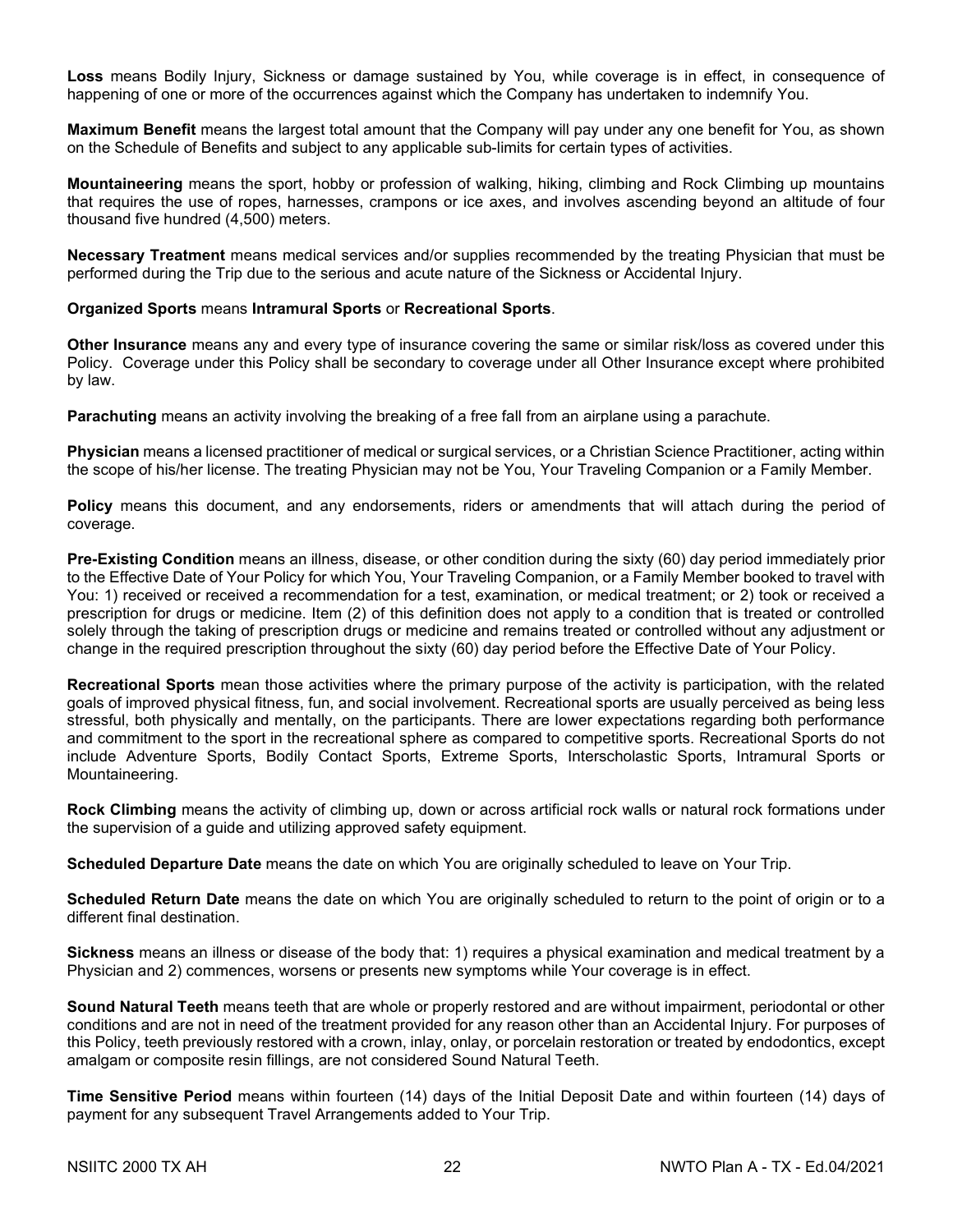**Loss** means Bodily Injury, Sickness or damage sustained by You, while coverage is in effect, in consequence of happening of one or more of the occurrences against which the Company has undertaken to indemnify You.

**Maximum Benefit** means the largest total amount that the Company will pay under any one benefit for You, as shown on the Schedule of Benefits and subject to any applicable sub-limits for certain types of activities.

**Mountaineering** means the sport, hobby or profession of walking, hiking, climbing and Rock Climbing up mountains that requires the use of ropes, harnesses, crampons or ice axes, and involves ascending beyond an altitude of four thousand five hundred (4,500) meters.

**Necessary Treatment** means medical services and/or supplies recommended by the treating Physician that must be performed during the Trip due to the serious and acute nature of the Sickness or Accidental Injury.

**Organized Sports** means **Intramural Sports** or **Recreational Sports**.

**Other Insurance** means any and every type of insurance covering the same or similar risk/loss as covered under this Policy. Coverage under this Policy shall be secondary to coverage under all Other Insurance except where prohibited by law.

**Parachuting** means an activity involving the breaking of a free fall from an airplane using a parachute.

**Physician** means a licensed practitioner of medical or surgical services, or a Christian Science Practitioner, acting within the scope of his/her license. The treating Physician may not be You, Your Traveling Companion or a Family Member.

**Policy** means this document, and any endorsements, riders or amendments that will attach during the period of coverage.

**Pre-Existing Condition** means an illness, disease, or other condition during the sixty (60) day period immediately prior to the Effective Date of Your Policy for which You, Your Traveling Companion, or a Family Member booked to travel with You: 1) received or received a recommendation for a test, examination, or medical treatment; or 2) took or received a prescription for drugs or medicine. Item (2) of this definition does not apply to a condition that is treated or controlled solely through the taking of prescription drugs or medicine and remains treated or controlled without any adjustment or change in the required prescription throughout the sixty (60) day period before the Effective Date of Your Policy.

**Recreational Sports** mean those activities where the primary purpose of the activity is participation, with the related goals of improved physical fitness, fun, and social involvement. Recreational sports are usually perceived as being less stressful, both physically and mentally, on the participants. There are lower expectations regarding both performance and commitment to the sport in the recreational sphere as compared to competitive sports. Recreational Sports do not include Adventure Sports, Bodily Contact Sports, Extreme Sports, Interscholastic Sports, Intramural Sports or Mountaineering.

**Rock Climbing** means the activity of climbing up, down or across artificial rock walls or natural rock formations under the supervision of a guide and utilizing approved safety equipment.

**Scheduled Departure Date** means the date on which You are originally scheduled to leave on Your Trip.

**Scheduled Return Date** means the date on which You are originally scheduled to return to the point of origin or to a different final destination.

**Sickness** means an illness or disease of the body that: 1) requires a physical examination and medical treatment by a Physician and 2) commences, worsens or presents new symptoms while Your coverage is in effect.

**Sound Natural Teeth** means teeth that are whole or properly restored and are without impairment, periodontal or other conditions and are not in need of the treatment provided for any reason other than an Accidental Injury. For purposes of this Policy, teeth previously restored with a crown, inlay, onlay, or porcelain restoration or treated by endodontics, except amalgam or composite resin fillings, are not considered Sound Natural Teeth.

**Time Sensitive Period** means within fourteen (14) days of the Initial Deposit Date and within fourteen (14) days of payment for any subsequent Travel Arrangements added to Your Trip.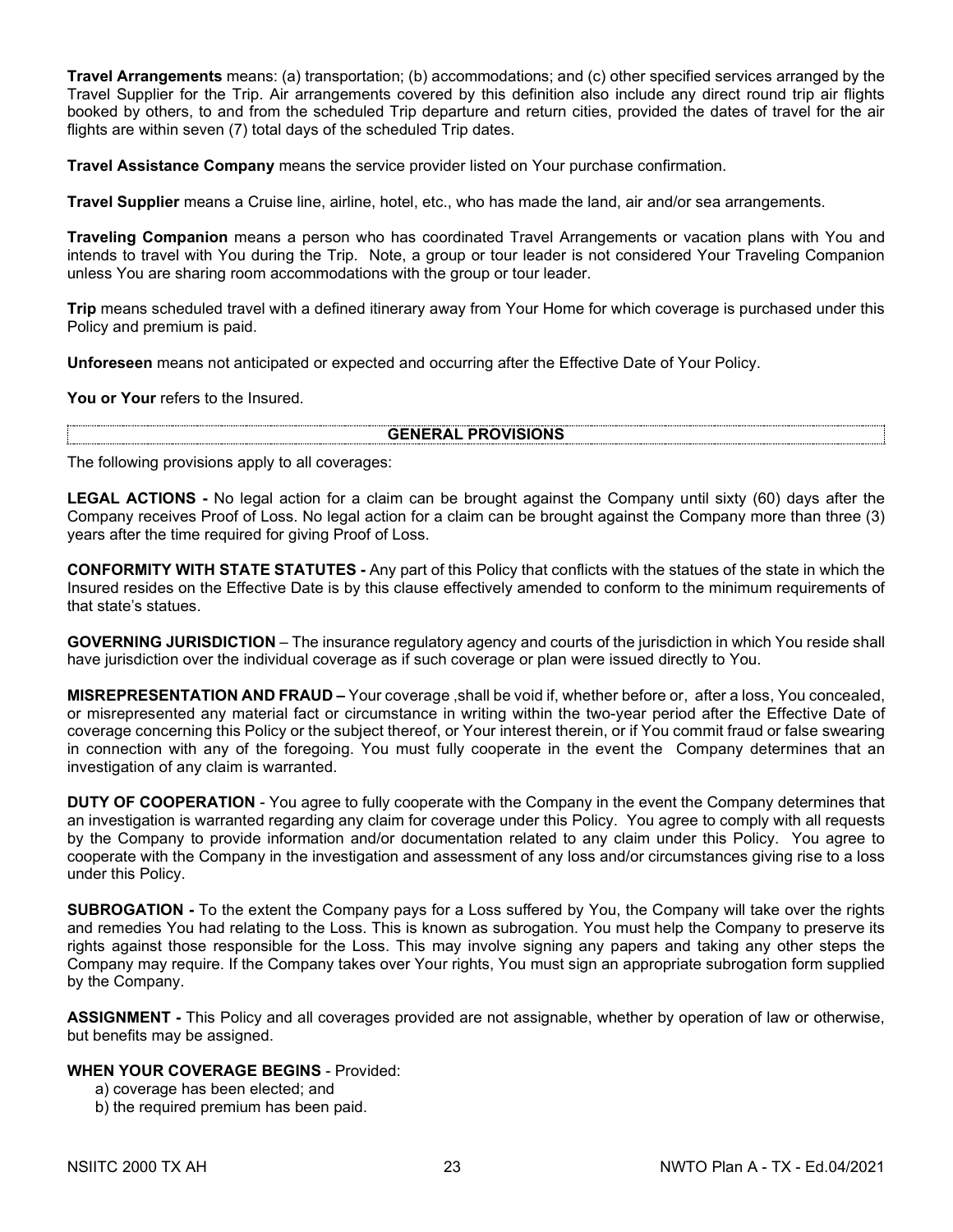**Travel Arrangements** means: (a) transportation; (b) accommodations; and (c) other specified services arranged by the Travel Supplier for the Trip. Air arrangements covered by this definition also include any direct round trip air flights booked by others, to and from the scheduled Trip departure and return cities, provided the dates of travel for the air flights are within seven (7) total days of the scheduled Trip dates.

**Travel Assistance Company** means the service provider listed on Your purchase confirmation.

**Travel Supplier** means a Cruise line, airline, hotel, etc., who has made the land, air and/or sea arrangements.

**Traveling Companion** means a person who has coordinated Travel Arrangements or vacation plans with You and intends to travel with You during the Trip. Note, a group or tour leader is not considered Your Traveling Companion unless You are sharing room accommodations with the group or tour leader.

**Trip** means scheduled travel with a defined itinerary away from Your Home for which coverage is purchased under this Policy and premium is paid.

**Unforeseen** means not anticipated or expected and occurring after the Effective Date of Your Policy.

**You or Your** refers to the Insured.

## GENERAL PROVISIONS

The following provisions apply to all coverages:

**LEGAL ACTIONS -** No legal action for a claim can be brought against the Company until sixty (60) days after the Company receives Proof of Loss. No legal action for a claim can be brought against the Company more than three (3) years after the time required for giving Proof of Loss.

**CONFORMITY WITH STATE STATUTES -** Any part of this Policy that conflicts with the statues of the state in which the Insured resides on the Effective Date is by this clause effectively amended to conform to the minimum requirements of that state's statues.

**GOVERNING JURISDICTION** – The insurance regulatory agency and courts of the jurisdiction in which You reside shall have jurisdiction over the individual coverage as if such coverage or plan were issued directly to You.

**MISREPRESENTATION AND FRAUD –** Your coverage ,shall be void if, whether before or, after a loss, You concealed, or misrepresented any material fact or circumstance in writing within the two-year period after the Effective Date of coverage concerning this Policy or the subject thereof, or Your interest therein, or if You commit fraud or false swearing in connection with any of the foregoing. You must fully cooperate in the event the Company determines that an investigation of any claim is warranted.

**DUTY OF COOPERATION** - You agree to fully cooperate with the Company in the event the Company determines that an investigation is warranted regarding any claim for coverage under this Policy. You agree to comply with all requests by the Company to provide information and/or documentation related to any claim under this Policy. You agree to cooperate with the Company in the investigation and assessment of any loss and/or circumstances giving rise to a loss under this Policy.

**SUBROGATION -** To the extent the Company pays for a Loss suffered by You, the Company will take over the rights and remedies You had relating to the Loss. This is known as subrogation. You must help the Company to preserve its rights against those responsible for the Loss. This may involve signing any papers and taking any other steps the Company may require. If the Company takes over Your rights, You must sign an appropriate subrogation form supplied by the Company.

**ASSIGNMENT -** This Policy and all coverages provided are not assignable, whether by operation of law or otherwise, but benefits may be assigned.

**WHEN YOUR COVERAGE BEGINS** - Provided:

a) coverage has been elected; and
b) the required premium has been paid.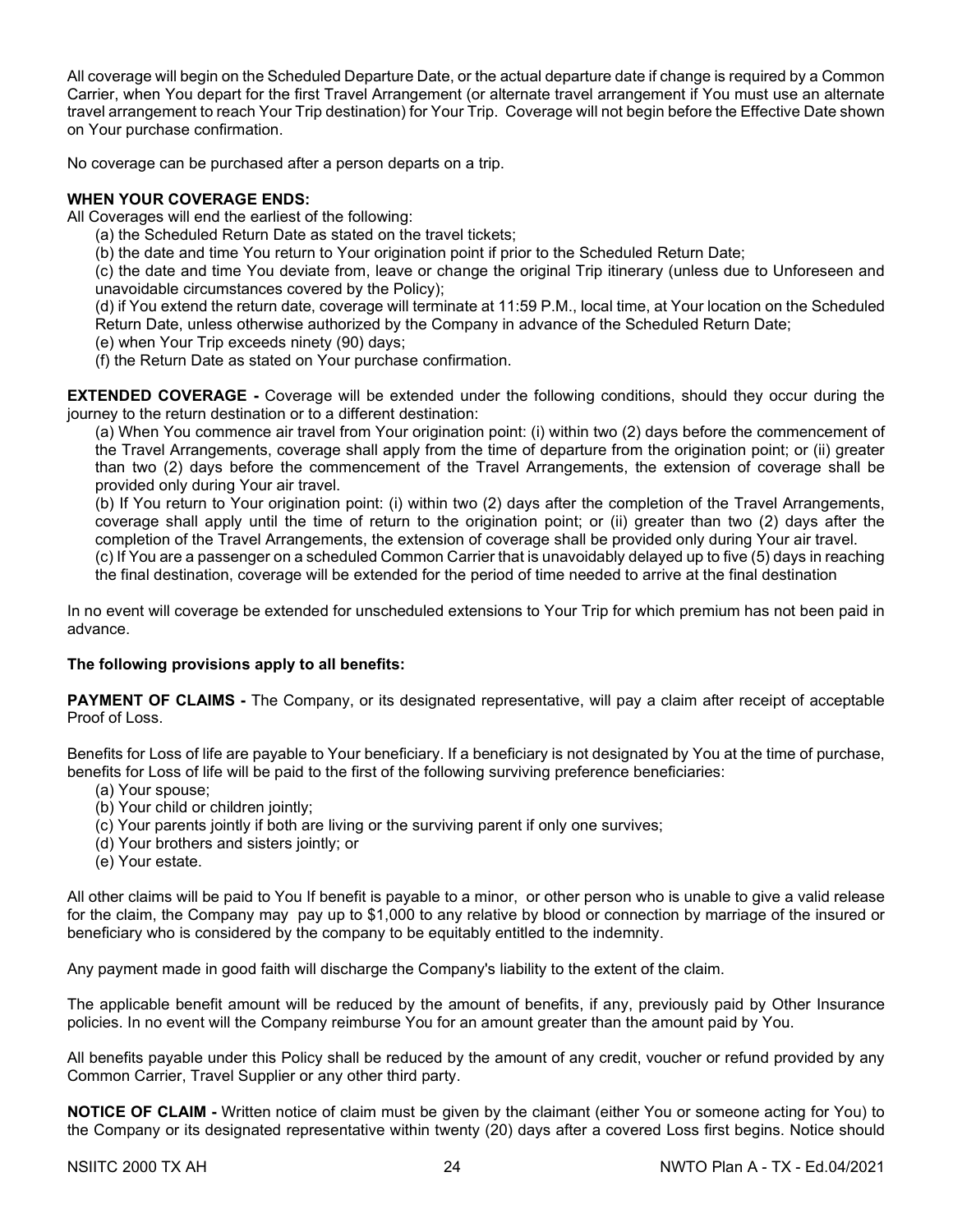All coverage will begin on the Scheduled Departure Date, or the actual departure date if change is required by a Common Carrier, when You depart for the first Travel Arrangement (or alternate travel arrangement if You must use an alternate travel arrangement to reach Your Trip destination) for Your Trip. Coverage will not begin before the Effective Date shown on Your purchase confirmation.

No coverage can be purchased after a person departs on a trip.

**WHEN YOUR COVERAGE ENDS:**

All Coverages will end the earliest of the following:

(a) the Scheduled Return Date as stated on the travel tickets;

(b) the date and time You return to Your origination point if prior to the Scheduled Return Date;

(c) the date and time You deviate from, leave or change the original Trip itinerary (unless due to Unforeseen and unavoidable circumstances covered by the Policy);

(d) if You extend the return date, coverage will terminate at 11:59 P.M., local time, at Your location on the Scheduled Return Date, unless otherwise authorized by the Company in advance of the Scheduled Return Date;

(e) when Your Trip exceeds ninety (90) days;

(f) the Return Date as stated on Your purchase confirmation.

**EXTENDED COVERAGE -** Coverage will be extended under the following conditions, should they occur during the journey to the return destination or to a different destination:

(a) When You commence air travel from Your origination point: (i) within two (2) days before the commencement of the Travel Arrangements, coverage shall apply from the time of departure from the origination point; or (ii) greater than two (2) days before the commencement of the Travel Arrangements, the extension of coverage shall be provided only during Your air travel.

(b) If You return to Your origination point: (i) within two (2) days after the completion of the Travel Arrangements, coverage shall apply until the time of return to the origination point; or (ii) greater than two (2) days after the completion of the Travel Arrangements, the extension of coverage shall be provided only during Your air travel.

(c) If You are a passenger on a scheduled Common Carrier that is unavoidably delayed up to five (5) days in reaching the final destination, coverage will be extended for the period of time needed to arrive at the final destination

In no event will coverage be extended for unscheduled extensions to Your Trip for which premium has not been paid in advance.

**The following provisions apply to all benefits:**

**PAYMENT OF CLAIMS -** The Company, or its designated representative, will pay a claim after receipt of acceptable Proof of Loss.

Benefits for Loss of life are payable to Your beneficiary. If a beneficiary is not designated by You at the time of purchase, benefits for Loss of life will be paid to the first of the following surviving preference beneficiaries:

(a) Your spouse;

(b) Your child or children jointly;

(c) Your parents jointly if both are living or the surviving parent if only one survives;

(d) Your brothers and sisters jointly; or

(e) Your estate.

All other claims will be paid to You If benefit is payable to a minor, or other person who is unable to give a valid release for the claim, the Company may pay up to $1,000 to any relative by blood or connection by marriage of the insured or beneficiary who is considered by the company to be equitably entitled to the indemnity.

Any payment made in good faith will discharge the Company's liability to the extent of the claim.

The applicable benefit amount will be reduced by the amount of benefits, if any, previously paid by Other Insurance policies. In no event will the Company reimburse You for an amount greater than the amount paid by You.

All benefits payable under this Policy shall be reduced by the amount of any credit, voucher or refund provided by any Common Carrier, Travel Supplier or any other third party.

**NOTICE OF CLAIM -** Written notice of claim must be given by the claimant (either You or someone acting for You) to the Company or its designated representative within twenty (20) days after a covered Loss first begins. Notice should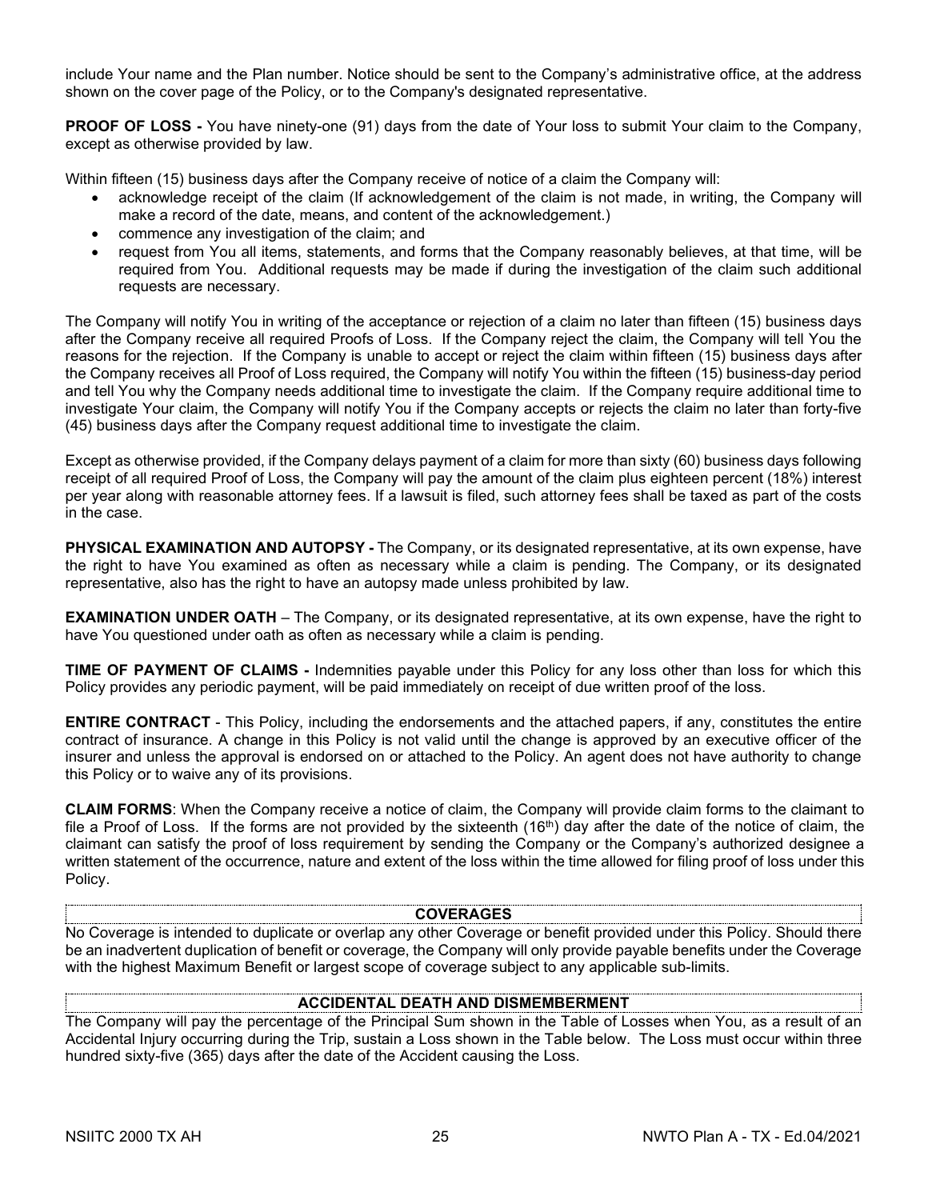include Your name and the Plan number. Notice should be sent to the Company's administrative office, at the address shown on the cover page of the Policy, or to the Company's designated representative.

**PROOF OF LOSS -** You have ninety-one (91) days from the date of Your loss to submit Your claim to the Company, except as otherwise provided by law.

Within fifteen (15) business days after the Company receive of notice of a claim the Company will:

- acknowledge receipt of the claim (If acknowledgement of the claim is not made, in writing, the Company will make a record of the date, means, and content of the acknowledgement.)
- commence any investigation of the claim; and
- request from You all items, statements, and forms that the Company reasonably believes, at that time, will be required from You. Additional requests may be made if during the investigation of the claim such additional requests are necessary.

The Company will notify You in writing of the acceptance or rejection of a claim no later than fifteen (15) business days after the Company receive all required Proofs of Loss. If the Company reject the claim, the Company will tell You the reasons for the rejection. If the Company is unable to accept or reject the claim within fifteen (15) business days after the Company receives all Proof of Loss required, the Company will notify You within the fifteen (15) business-day period and tell You why the Company needs additional time to investigate the claim. If the Company require additional time to investigate Your claim, the Company will notify You if the Company accepts or rejects the claim no later than forty-five (45) business days after the Company request additional time to investigate the claim.

Except as otherwise provided, if the Company delays payment of a claim for more than sixty (60) business days following receipt of all required Proof of Loss, the Company will pay the amount of the claim plus eighteen percent (18%) interest per year along with reasonable attorney fees. If a lawsuit is filed, such attorney fees shall be taxed as part of the costs in the case.

**PHYSICAL EXAMINATION AND AUTOPSY -** The Company, or its designated representative, at its own expense, have the right to have You examined as often as necessary while a claim is pending. The Company, or its designated representative, also has the right to have an autopsy made unless prohibited by law.

**EXAMINATION UNDER OATH** – The Company, or its designated representative, at its own expense, have the right to have You questioned under oath as often as necessary while a claim is pending.

**TIME OF PAYMENT OF CLAIMS -** Indemnities payable under this Policy for any loss other than loss for which this Policy provides any periodic payment, will be paid immediately on receipt of due written proof of the loss.

**ENTIRE CONTRACT** - This Policy, including the endorsements and the attached papers, if any, constitutes the entire contract of insurance. A change in this Policy is not valid until the change is approved by an executive officer of the insurer and unless the approval is endorsed on or attached to the Policy. An agent does not have authority to change this Policy or to waive any of its provisions.

**CLAIM FORMS**: When the Company receive a notice of claim, the Company will provide claim forms to the claimant to file a Proof of Loss. If the forms are not provided by the sixteenth (16th) day after the date of the notice of claim, the claimant can satisfy the proof of loss requirement by sending the Company or the Company's authorized designee a written statement of the occurrence, nature and extent of the loss within the time allowed for filing proof of loss under this Policy.

## COVERAGES

No Coverage is intended to duplicate or overlap any other Coverage or benefit provided under this Policy. Should there be an inadvertent duplication of benefit or coverage, the Company will only provide payable benefits under the Coverage with the highest Maximum Benefit or largest scope of coverage subject to any applicable sub-limits.

## ACCIDENTAL DEATH AND DISMEMBERMENT

The Company will pay the percentage of the Principal Sum shown in the Table of Losses when You, as a result of an Accidental Injury occurring during the Trip, sustain a Loss shown in the Table below. The Loss must occur within three hundred sixty-five (365) days after the date of the Accident causing the Loss.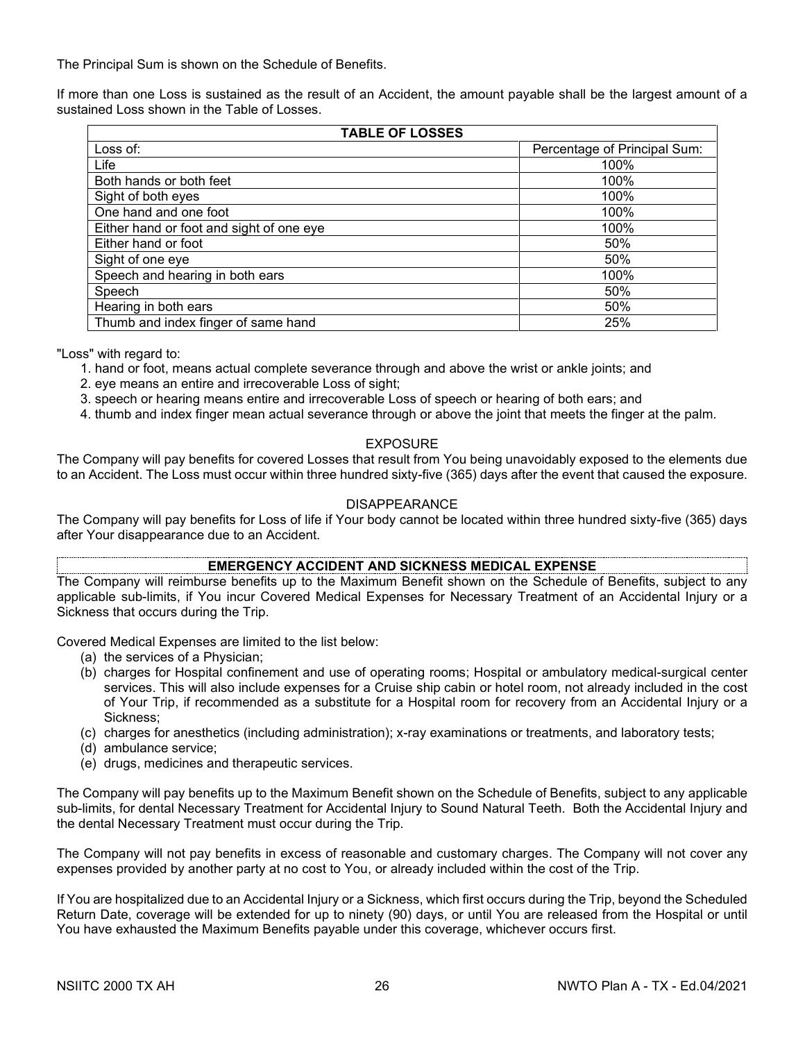The Principal Sum is shown on the Schedule of Benefits.

If more than one Loss is sustained as the result of an Accident, the amount payable shall be the largest amount of a sustained Loss shown in the Table of Losses.

| TABLE OF LOSSES | |
|---|---|
| Loss of: | Percentage of Principal Sum: |
| Life | 100% |
| Both hands or both feet | 100% |
| Sight of both eyes | 100% |
| One hand and one foot | 100% |
| Either hand or foot and sight of one eye | 100% |
| Either hand or foot | 50% |
| Sight of one eye | 50% |
| Speech and hearing in both ears | 100% |
| Speech | 50% |
| Hearing in both ears | 50% |
| Thumb and index finger of same hand | 25% |

"Loss" with regard to:

1. hand or foot, means actual complete severance through and above the wrist or ankle joints; and
2. eye means an entire and irrecoverable Loss of sight;
3. speech or hearing means entire and irrecoverable Loss of speech or hearing of both ears; and
4. thumb and index finger mean actual severance through or above the joint that meets the finger at the palm.

### EXPOSURE

The Company will pay benefits for covered Losses that result from You being unavoidably exposed to the elements due to an Accident. The Loss must occur within three hundred sixty-five (365) days after the event that caused the exposure.

### DISAPPEARANCE

The Company will pay benefits for Loss of life if Your body cannot be located within three hundred sixty-five (365) days after Your disappearance due to an Accident.

## EMERGENCY ACCIDENT AND SICKNESS MEDICAL EXPENSE

The Company will reimburse benefits up to the Maximum Benefit shown on the Schedule of Benefits, subject to any applicable sub-limits, if You incur Covered Medical Expenses for Necessary Treatment of an Accidental Injury or a Sickness that occurs during the Trip.

Covered Medical Expenses are limited to the list below:

(a) the services of a Physician;
(b) charges for Hospital confinement and use of operating rooms; Hospital or ambulatory medical-surgical center services. This will also include expenses for a Cruise ship cabin or hotel room, not already included in the cost of Your Trip, if recommended as a substitute for a Hospital room for recovery from an Accidental Injury or a Sickness;
(c) charges for anesthetics (including administration); x-ray examinations or treatments, and laboratory tests;
(d) ambulance service;
(e) drugs, medicines and therapeutic services.

The Company will pay benefits up to the Maximum Benefit shown on the Schedule of Benefits, subject to any applicable sub-limits, for dental Necessary Treatment for Accidental Injury to Sound Natural Teeth. Both the Accidental Injury and the dental Necessary Treatment must occur during the Trip.

The Company will not pay benefits in excess of reasonable and customary charges. The Company will not cover any expenses provided by another party at no cost to You, or already included within the cost of the Trip.

If You are hospitalized due to an Accidental Injury or a Sickness, which first occurs during the Trip, beyond the Scheduled Return Date, coverage will be extended for up to ninety (90) days, or until You are released from the Hospital or until You have exhausted the Maximum Benefits payable under this coverage, whichever occurs first.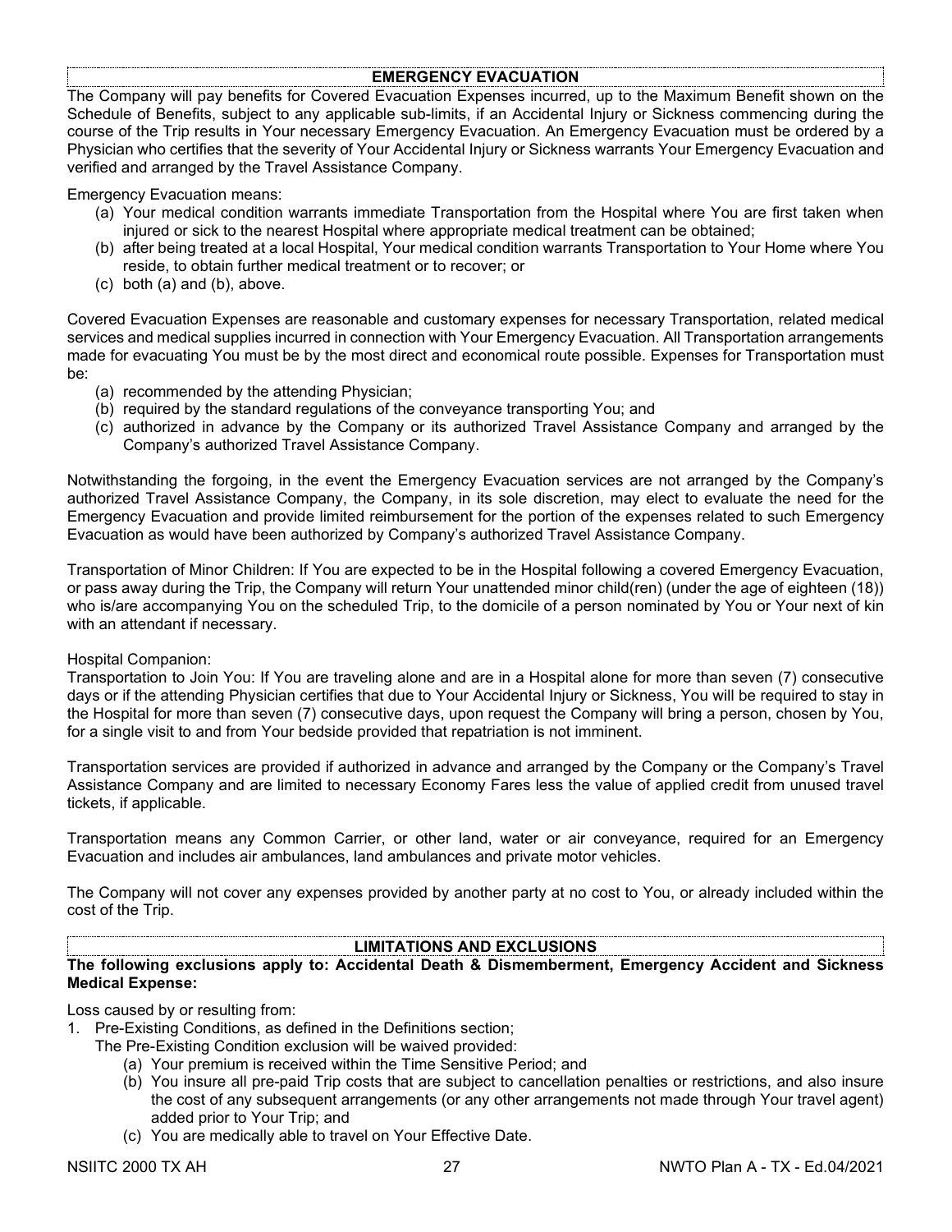## EMERGENCY EVACUATION

The Company will pay benefits for Covered Evacuation Expenses incurred, up to the Maximum Benefit shown on the Schedule of Benefits, subject to any applicable sub-limits, if an Accidental Injury or Sickness commencing during the course of the Trip results in Your necessary Emergency Evacuation. An Emergency Evacuation must be ordered by a Physician who certifies that the severity of Your Accidental Injury or Sickness warrants Your Emergency Evacuation and verified and arranged by the Travel Assistance Company.

Emergency Evacuation means:

(a) Your medical condition warrants immediate Transportation from the Hospital where You are first taken when injured or sick to the nearest Hospital where appropriate medical treatment can be obtained;
(b) after being treated at a local Hospital, Your medical condition warrants Transportation to Your Home where You reside, to obtain further medical treatment or to recover; or
(c) both (a) and (b), above.

Covered Evacuation Expenses are reasonable and customary expenses for necessary Transportation, related medical services and medical supplies incurred in connection with Your Emergency Evacuation. All Transportation arrangements made for evacuating You must be by the most direct and economical route possible. Expenses for Transportation must be:

(a) recommended by the attending Physician;
(b) required by the standard regulations of the conveyance transporting You; and
(c) authorized in advance by the Company or its authorized Travel Assistance Company and arranged by the Company's authorized Travel Assistance Company.

Notwithstanding the forgoing, in the event the Emergency Evacuation services are not arranged by the Company's authorized Travel Assistance Company, the Company, in its sole discretion, may elect to evaluate the need for the Emergency Evacuation and provide limited reimbursement for the portion of the expenses related to such Emergency Evacuation as would have been authorized by Company's authorized Travel Assistance Company.

Transportation of Minor Children: If You are expected to be in the Hospital following a covered Emergency Evacuation, or pass away during the Trip, the Company will return Your unattended minor child(ren) (under the age of eighteen (18)) who is/are accompanying You on the scheduled Trip, to the domicile of a person nominated by You or Your next of kin with an attendant if necessary.

Hospital Companion:
Transportation to Join You: If You are traveling alone and are in a Hospital alone for more than seven (7) consecutive days or if the attending Physician certifies that due to Your Accidental Injury or Sickness, You will be required to stay in the Hospital for more than seven (7) consecutive days, upon request the Company will bring a person, chosen by You, for a single visit to and from Your bedside provided that repatriation is not imminent.

Transportation services are provided if authorized in advance and arranged by the Company or the Company's Travel Assistance Company and are limited to necessary Economy Fares less the value of applied credit from unused travel tickets, if applicable.

Transportation means any Common Carrier, or other land, water or air conveyance, required for an Emergency Evacuation and includes air ambulances, land ambulances and private motor vehicles.

The Company will not cover any expenses provided by another party at no cost to You, or already included within the cost of the Trip.

## LIMITATIONS AND EXCLUSIONS

**The following exclusions apply to: Accidental Death & Dismemberment, Emergency Accident and Sickness Medical Expense:**

Loss caused by or resulting from:

1. Pre-Existing Conditions, as defined in the Definitions section;
   The Pre-Existing Condition exclusion will be waived provided:
   (a) Your premium is received within the Time Sensitive Period; and
   (b) You insure all pre-paid Trip costs that are subject to cancellation penalties or restrictions, and also insure the cost of any subsequent arrangements (or any other arrangements not made through Your travel agent) added prior to Your Trip; and
   (c) You are medically able to travel on Your Effective Date.

NSIITC 2000 TX AH NWTO Plan A - TX - Ed.04/2021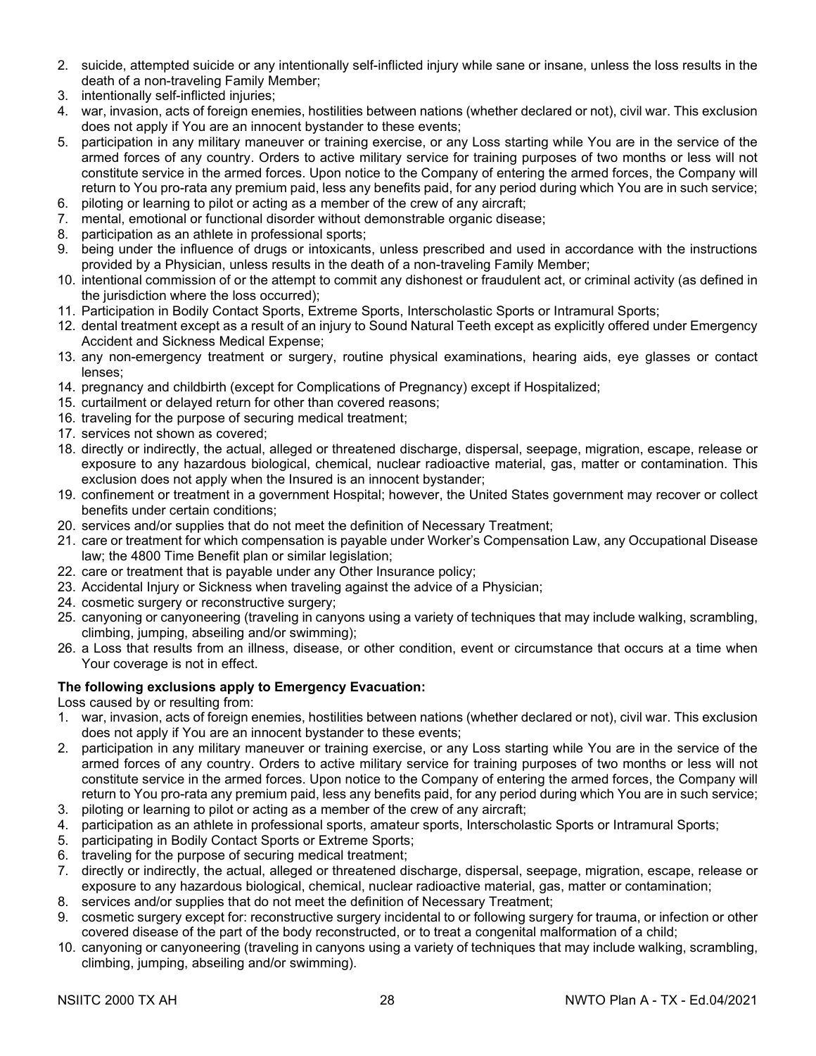2. suicide, attempted suicide or any intentionally self-inflicted injury while sane or insane, unless the loss results in the death of a non-traveling Family Member;
3. intentionally self-inflicted injuries;
4. war, invasion, acts of foreign enemies, hostilities between nations (whether declared or not), civil war. This exclusion does not apply if You are an innocent bystander to these events;
5. participation in any military maneuver or training exercise, or any Loss starting while You are in the service of the armed forces of any country. Orders to active military service for training purposes of two months or less will not constitute service in the armed forces. Upon notice to the Company of entering the armed forces, the Company will return to You pro-rata any premium paid, less any benefits paid, for any period during which You are in such service;
6. piloting or learning to pilot or acting as a member of the crew of any aircraft;
7. mental, emotional or functional disorder without demonstrable organic disease;
8. participation as an athlete in professional sports;
9. being under the influence of drugs or intoxicants, unless prescribed and used in accordance with the instructions provided by a Physician, unless results in the death of a non-traveling Family Member;
10. intentional commission of or the attempt to commit any dishonest or fraudulent act, or criminal activity (as defined in the jurisdiction where the loss occurred);
11. Participation in Bodily Contact Sports, Extreme Sports, Interscholastic Sports or Intramural Sports;
12. dental treatment except as a result of an injury to Sound Natural Teeth except as explicitly offered under Emergency Accident and Sickness Medical Expense;
13. any non-emergency treatment or surgery, routine physical examinations, hearing aids, eye glasses or contact lenses;
14. pregnancy and childbirth (except for Complications of Pregnancy) except if Hospitalized;
15. curtailment or delayed return for other than covered reasons;
16. traveling for the purpose of securing medical treatment;
17. services not shown as covered;
18. directly or indirectly, the actual, alleged or threatened discharge, dispersal, seepage, migration, escape, release or exposure to any hazardous biological, chemical, nuclear radioactive material, gas, matter or contamination. This exclusion does not apply when the Insured is an innocent bystander;
19. confinement or treatment in a government Hospital; however, the United States government may recover or collect benefits under certain conditions;
20. services and/or supplies that do not meet the definition of Necessary Treatment;
21. care or treatment for which compensation is payable under Worker's Compensation Law, any Occupational Disease law; the 4800 Time Benefit plan or similar legislation;
22. care or treatment that is payable under any Other Insurance policy;
23. Accidental Injury or Sickness when traveling against the advice of a Physician;
24. cosmetic surgery or reconstructive surgery;
25. canyoning or canyoneering (traveling in canyons using a variety of techniques that may include walking, scrambling, climbing, jumping, abseiling and/or swimming);
26. a Loss that results from an illness, disease, or other condition, event or circumstance that occurs at a time when Your coverage is not in effect.

**The following exclusions apply to Emergency Evacuation:**

Loss caused by or resulting from:

1. war, invasion, acts of foreign enemies, hostilities between nations (whether declared or not), civil war. This exclusion does not apply if You are an innocent bystander to these events;
2. participation in any military maneuver or training exercise, or any Loss starting while You are in the service of the armed forces of any country. Orders to active military service for training purposes of two months or less will not constitute service in the armed forces. Upon notice to the Company of entering the armed forces, the Company will return to You pro-rata any premium paid, less any benefits paid, for any period during which You are in such service;
3. piloting or learning to pilot or acting as a member of the crew of any aircraft;
4. participation as an athlete in professional sports, amateur sports, Interscholastic Sports or Intramural Sports;
5. participating in Bodily Contact Sports or Extreme Sports;
6. traveling for the purpose of securing medical treatment;
7. directly or indirectly, the actual, alleged or threatened discharge, dispersal, seepage, migration, escape, release or exposure to any hazardous biological, chemical, nuclear radioactive material, gas, matter or contamination;
8. services and/or supplies that do not meet the definition of Necessary Treatment;
9. cosmetic surgery except for: reconstructive surgery incidental to or following surgery for trauma, or infection or other covered disease of the part of the body reconstructed, or to treat a congenital malformation of a child;
10. canyoning or canyoneering (traveling in canyons using a variety of techniques that may include walking, scrambling, climbing, jumping, abseiling and/or swimming).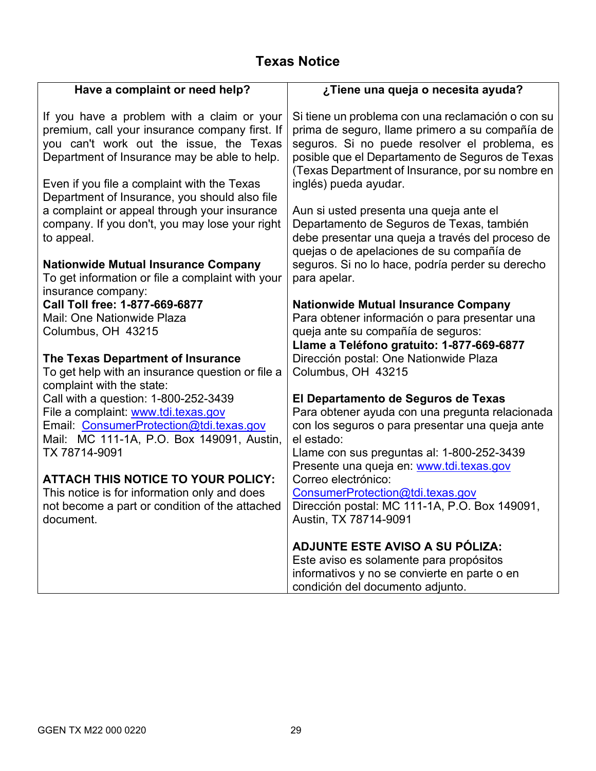# Texas Notice

## Have a complaint or need help?

If you have a problem with a claim or your premium, call your insurance company first. If you can't work out the issue, the Texas Department of Insurance may be able to help.

Even if you file a complaint with the Texas Department of Insurance, you should also file a complaint or appeal through your insurance company. If you don't, you may lose your right to appeal.

**Nationwide Mutual Insurance Company**
To get information or file a complaint with your insurance company:
**Call Toll free: 1-877-669-6877**
Mail: One Nationwide Plaza
Columbus, OH 43215

**The Texas Department of Insurance**
To get help with an insurance question or file a complaint with the state:
Call with a question: 1-800-252-3439
File a complaint: www.tdi.texas.gov
Email: ConsumerProtection@tdi.texas.gov
Mail: MC 111-1A, P.O. Box 149091, Austin, TX 78714-9091

**ATTACH THIS NOTICE TO YOUR POLICY:**
This notice is for information only and does not become a part or condition of the attached document.

## ¿Tiene una queja o necesita ayuda?

Si tiene un problema con una reclamación o con su prima de seguro, llame primero a su compañía de seguros. Si no puede resolver el problema, es posible que el Departamento de Seguros de Texas (Texas Department of Insurance, por su nombre en inglés) pueda ayudar.

Aun si usted presenta una queja ante el Departamento de Seguros de Texas, también debe presentar una queja a través del proceso de quejas o de apelaciones de su compañía de seguros. Si no lo hace, podría perder su derecho para apelar.

**Nationwide Mutual Insurance Company**
Para obtener información o para presentar una queja ante su compañía de seguros:
**Llame a Teléfono gratuito: 1-877-669-6877**
Dirección postal: One Nationwide Plaza
Columbus, OH 43215

**El Departamento de Seguros de Texas**
Para obtener ayuda con una pregunta relacionada con los seguros o para presentar una queja ante el estado:
Llame con sus preguntas al: 1-800-252-3439
Presente una queja en: www.tdi.texas.gov
Correo electrónico:
ConsumerProtection@tdi.texas.gov
Dirección postal: MC 111-1A, P.O. Box 149091, Austin, TX 78714-9091

**ADJUNTE ESTE AVISO A SU PÓLIZA:**
Este aviso es solamente para propósitos informativos y no se convierte en parte o en condición del documento adjunto.

GGEN TX M22 000 0220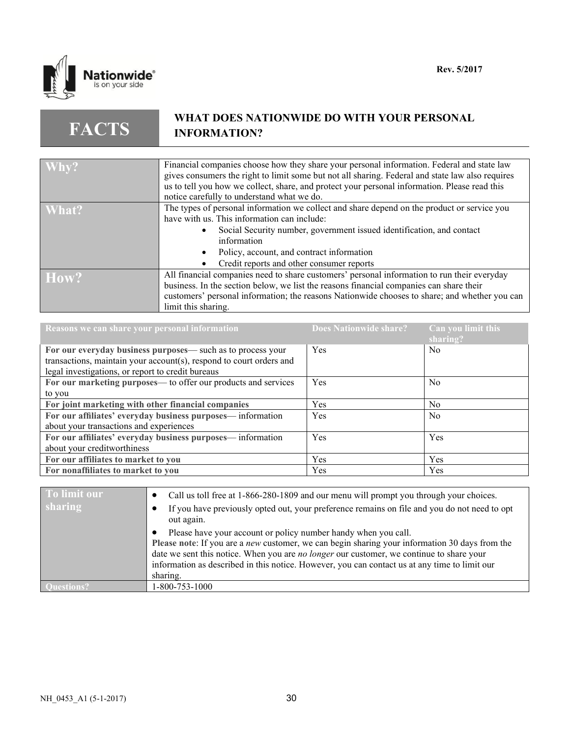Rev. 5/2017

# FACTS — WHAT DOES NATIONWIDE DO WITH YOUR PERSONAL INFORMATION?

| | |
|---|---|
| **Why?** | Financial companies choose how they share your personal information. Federal and state law gives consumers the right to limit some but not all sharing. Federal and state law also requires us to tell you how we collect, share, and protect your personal information. Please read this notice carefully to understand what we do. |
| **What?** | The types of personal information we collect and share depend on the product or service you have with us. This information can include: <br>• Social Security number, government issued identification, and contact information <br>• Policy, account, and contract information <br>• Credit reports and other consumer reports |
| **How?** | All financial companies need to share customers' personal information to run their everyday business. In the section below, we list the reasons financial companies can share their customers' personal information; the reasons Nationwide chooses to share; and whether you can limit this sharing. |

| Reasons we can share your personal information | Does Nationwide share? | Can you limit this sharing? |
|---|---|---|
| **For our everyday business purposes**— such as to process your transactions, maintain your account(s), respond to court orders and legal investigations, or report to credit bureaus | Yes | No |
| **For our marketing purposes**— to offer our products and services to you | Yes | No |
| **For joint marketing with other financial companies** | Yes | No |
| **For our affiliates' everyday business purposes**— information about your transactions and experiences | Yes | No |
| **For our affiliates' everyday business purposes**— information about your creditworthiness | Yes | Yes |
| **For our affiliates to market to you** | Yes | Yes |
| **For nonaffiliates to market to you** | Yes | Yes |

| | |
|---|---|
| **To limit our sharing** | • Call us toll free at 1-866-280-1809 and our menu will prompt you through your choices. <br>• If you have previously opted out, your preference remains on file and you do not need to opt out again. <br>• Please have your account or policy number handy when you call. <br>**Please note**: If you are a *new* customer, we can begin sharing your information 30 days from the date we sent this notice. When you are *no longer* our customer, we continue to share your information as described in this notice. However, you can contact us at any time to limit our sharing. |
| **Questions?** | 1-800-753-1000 |

NH_0453_A1 (5-1-2017)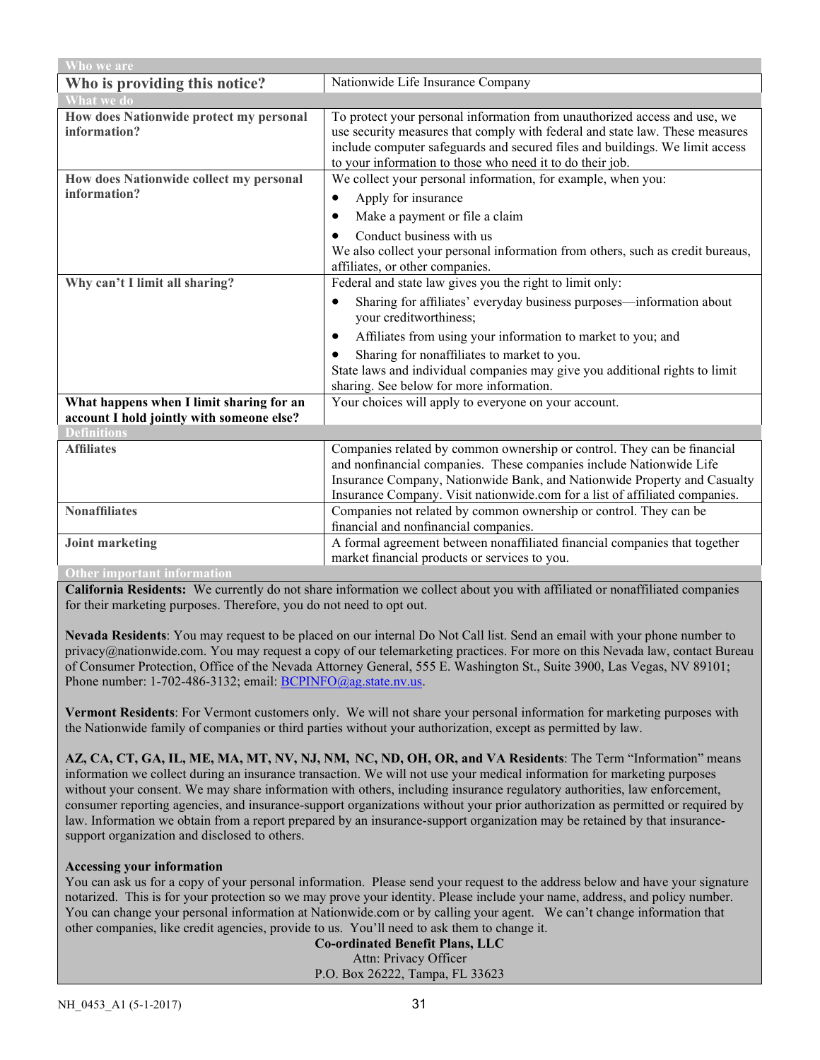| Who we are | |
|---|---|
| **Who is providing this notice?** | Nationwide Life Insurance Company |
| **What we do** | |
| **How does Nationwide protect my personal information?** | To protect your personal information from unauthorized access and use, we use security measures that comply with federal and state law. These measures include computer safeguards and secured files and buildings. We limit access to your information to those who need it to do their job. |
| **How does Nationwide collect my personal information?** | We collect your personal information, for example, when you:<br>• Apply for insurance<br>• Make a payment or file a claim<br>• Conduct business with us<br>We also collect your personal information from others, such as credit bureaus, affiliates, or other companies. |
| **Why can't I limit all sharing?** | Federal and state law gives you the right to limit only:<br>• Sharing for affiliates' everyday business purposes—information about your creditworthiness;<br>• Affiliates from using your information to market to you; and<br>• Sharing for nonaffiliates to market to you.<br>State laws and individual companies may give you additional rights to limit sharing. See below for more information. |
| **What happens when I limit sharing for an account I hold jointly with someone else?** | Your choices will apply to everyone on your account. |
| **Definitions** | |
| **Affiliates** | Companies related by common ownership or control. They can be financial and nonfinancial companies. These companies include Nationwide Life Insurance Company, Nationwide Bank, and Nationwide Property and Casualty Insurance Company. Visit nationwide.com for a list of affiliated companies. |
| **Nonaffiliates** | Companies not related by common ownership or control. They can be financial and nonfinancial companies. |
| **Joint marketing** | A formal agreement between nonaffiliated financial companies that together market financial products or services to you. |

**Other important information**

**California Residents:** We currently do not share information we collect about you with affiliated or nonaffiliated companies for their marketing purposes. Therefore, you do not need to opt out.

**Nevada Residents**: You may request to be placed on our internal Do Not Call list. Send an email with your phone number to privacy@nationwide.com. You may request a copy of our telemarketing practices. For more on this Nevada law, contact Bureau of Consumer Protection, Office of the Nevada Attorney General, 555 E. Washington St., Suite 3900, Las Vegas, NV 89101; Phone number: 1-702-486-3132; email: BCPINFO@ag.state.nv.us.

**Vermont Residents**: For Vermont customers only. We will not share your personal information for marketing purposes with the Nationwide family of companies or third parties without your authorization, except as permitted by law.

**AZ, CA, CT, GA, IL, ME, MA, MT, NV, NJ, NM, NC, ND, OH, OR, and VA Residents**: The Term "Information" means information we collect during an insurance transaction. We will not use your medical information for marketing purposes without your consent. We may share information with others, including insurance regulatory authorities, law enforcement, consumer reporting agencies, and insurance-support organizations without your prior authorization as permitted or required by law. Information we obtain from a report prepared by an insurance-support organization may be retained by that insurance-support organization and disclosed to others.

**Accessing your information**

You can ask us for a copy of your personal information. Please send your request to the address below and have your signature notarized. This is for your protection so we may prove your identity. Please include your name, address, and policy number. You can change your personal information at Nationwide.com or by calling your agent. We can't change information that other companies, like credit agencies, provide to us. You'll need to ask them to change it.

**Co-ordinated Benefit Plans, LLC**
Attn: Privacy Officer
P.O. Box 26222, Tampa, FL 33623

NH_0453_A1 (5-1-2017)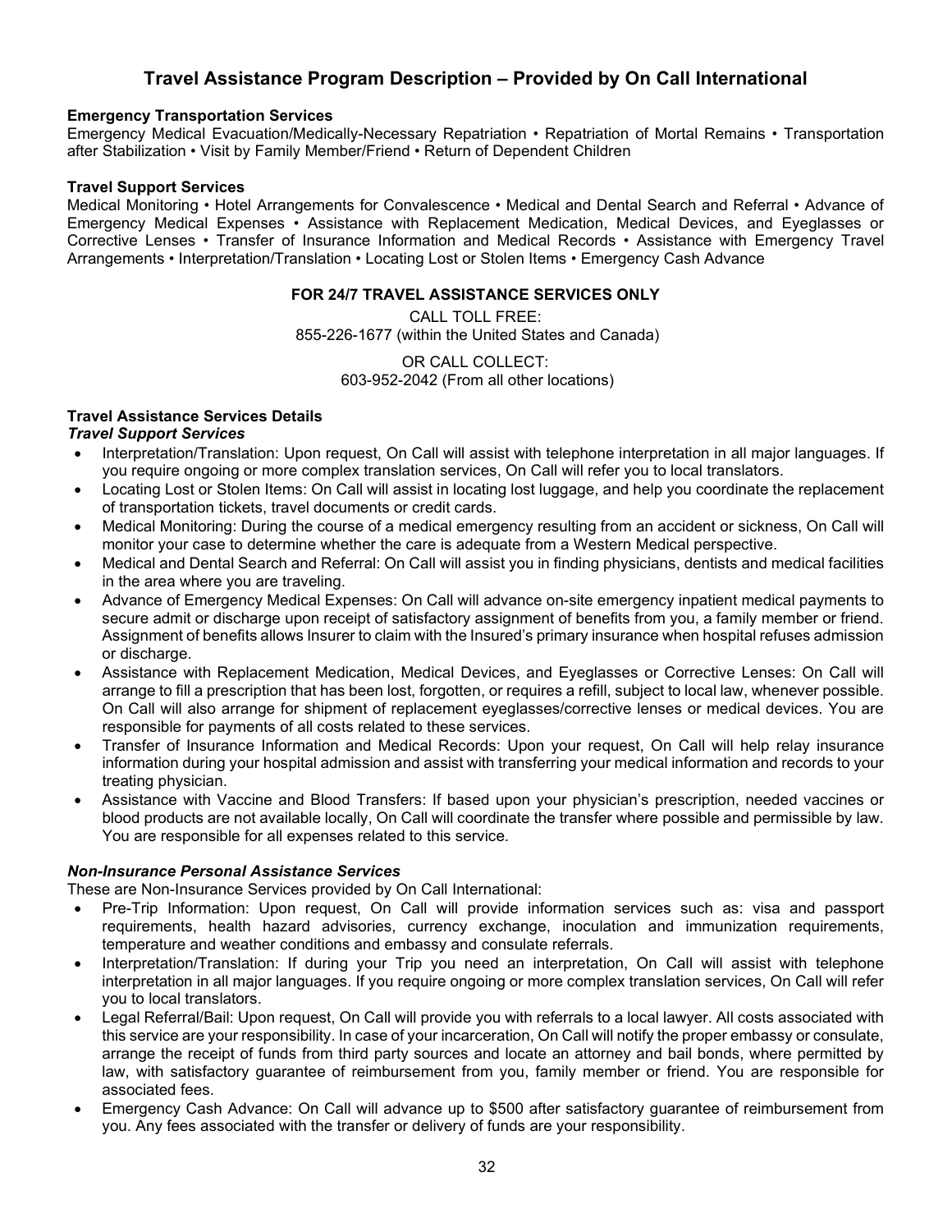# Travel Assistance Program Description – Provided by On Call International

**Emergency Transportation Services**

Emergency Medical Evacuation/Medically-Necessary Repatriation • Repatriation of Mortal Remains • Transportation after Stabilization • Visit by Family Member/Friend • Return of Dependent Children

**Travel Support Services**

Medical Monitoring • Hotel Arrangements for Convalescence • Medical and Dental Search and Referral • Advance of Emergency Medical Expenses • Assistance with Replacement Medication, Medical Devices, and Eyeglasses or Corrective Lenses • Transfer of Insurance Information and Medical Records • Assistance with Emergency Travel Arrangements • Interpretation/Translation • Locating Lost or Stolen Items • Emergency Cash Advance

**FOR 24/7 TRAVEL ASSISTANCE SERVICES ONLY**

CALL TOLL FREE:
855-226-1677 (within the United States and Canada)

OR CALL COLLECT:
603-952-2042 (From all other locations)

**Travel Assistance Services Details**

***Travel Support Services***

- Interpretation/Translation: Upon request, On Call will assist with telephone interpretation in all major languages. If you require ongoing or more complex translation services, On Call will refer you to local translators.
- Locating Lost or Stolen Items: On Call will assist in locating lost luggage, and help you coordinate the replacement of transportation tickets, travel documents or credit cards.
- Medical Monitoring: During the course of a medical emergency resulting from an accident or sickness, On Call will monitor your case to determine whether the care is adequate from a Western Medical perspective.
- Medical and Dental Search and Referral: On Call will assist you in finding physicians, dentists and medical facilities in the area where you are traveling.
- Advance of Emergency Medical Expenses: On Call will advance on-site emergency inpatient medical payments to secure admit or discharge upon receipt of satisfactory assignment of benefits from you, a family member or friend. Assignment of benefits allows Insurer to claim with the Insured's primary insurance when hospital refuses admission or discharge.
- Assistance with Replacement Medication, Medical Devices, and Eyeglasses or Corrective Lenses: On Call will arrange to fill a prescription that has been lost, forgotten, or requires a refill, subject to local law, whenever possible. On Call will also arrange for shipment of replacement eyeglasses/corrective lenses or medical devices. You are responsible for payments of all costs related to these services.
- Transfer of Insurance Information and Medical Records: Upon your request, On Call will help relay insurance information during your hospital admission and assist with transferring your medical information and records to your treating physician.
- Assistance with Vaccine and Blood Transfers: If based upon your physician's prescription, needed vaccines or blood products are not available locally, On Call will coordinate the transfer where possible and permissible by law. You are responsible for all expenses related to this service.

***Non-Insurance Personal Assistance Services***

These are Non-Insurance Services provided by On Call International:

- Pre-Trip Information: Upon request, On Call will provide information services such as: visa and passport requirements, health hazard advisories, currency exchange, inoculation and immunization requirements, temperature and weather conditions and embassy and consulate referrals.
- Interpretation/Translation: If during your Trip you need an interpretation, On Call will assist with telephone interpretation in all major languages. If you require ongoing or more complex translation services, On Call will refer you to local translators.
- Legal Referral/Bail: Upon request, On Call will provide you with referrals to a local lawyer. All costs associated with this service are your responsibility. In case of your incarceration, On Call will notify the proper embassy or consulate, arrange the receipt of funds from third party sources and locate an attorney and bail bonds, where permitted by law, with satisfactory guarantee of reimbursement from you, family member or friend. You are responsible for associated fees.
- Emergency Cash Advance: On Call will advance up to $500 after satisfactory guarantee of reimbursement from you. Any fees associated with the transfer or delivery of funds are your responsibility.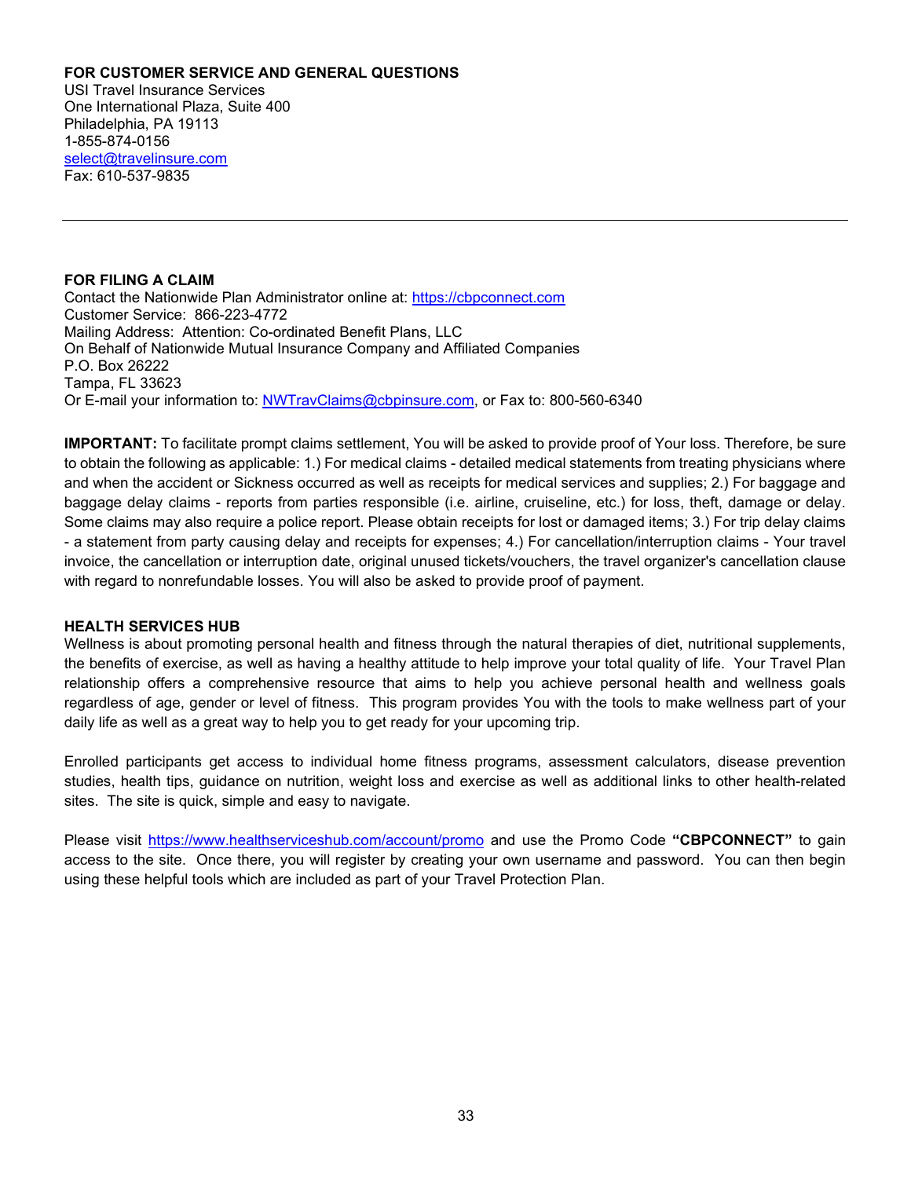**FOR CUSTOMER SERVICE AND GENERAL QUESTIONS**
USI Travel Insurance Services
One International Plaza, Suite 400
Philadelphia, PA 19113
1-855-874-0156
select@travelinsure.com
Fax: 610-537-9835

---

**FOR FILING A CLAIM**
Contact the Nationwide Plan Administrator online at: https://cbpconnect.com
Customer Service: 866-223-4772
Mailing Address: Attention: Co-ordinated Benefit Plans, LLC
On Behalf of Nationwide Mutual Insurance Company and Affiliated Companies
P.O. Box 26222
Tampa, FL 33623
Or E-mail your information to: NWTravClaims@cbpinsure.com, or Fax to: 800-560-6340

**IMPORTANT:** To facilitate prompt claims settlement, You will be asked to provide proof of Your loss. Therefore, be sure to obtain the following as applicable: 1.) For medical claims - detailed medical statements from treating physicians where and when the accident or Sickness occurred as well as receipts for medical services and supplies; 2.) For baggage and baggage delay claims - reports from parties responsible (i.e. airline, cruiseline, etc.) for loss, theft, damage or delay. Some claims may also require a police report. Please obtain receipts for lost or damaged items; 3.) For trip delay claims - a statement from party causing delay and receipts for expenses; 4.) For cancellation/interruption claims - Your travel invoice, the cancellation or interruption date, original unused tickets/vouchers, the travel organizer's cancellation clause with regard to nonrefundable losses. You will also be asked to provide proof of payment.

**HEALTH SERVICES HUB**
Wellness is about promoting personal health and fitness through the natural therapies of diet, nutritional supplements, the benefits of exercise, as well as having a healthy attitude to help improve your total quality of life. Your Travel Plan relationship offers a comprehensive resource that aims to help you achieve personal health and wellness goals regardless of age, gender or level of fitness. This program provides You with the tools to make wellness part of your daily life as well as a great way to help you to get ready for your upcoming trip.

Enrolled participants get access to individual home fitness programs, assessment calculators, disease prevention studies, health tips, guidance on nutrition, weight loss and exercise as well as additional links to other health-related sites. The site is quick, simple and easy to navigate.

Please visit https://www.healthserviceshub.com/account/promo and use the Promo Code **"CBPCONNECT"** to gain access to the site. Once there, you will register by creating your own username and password. You can then begin using these helpful tools which are included as part of your Travel Protection Plan.